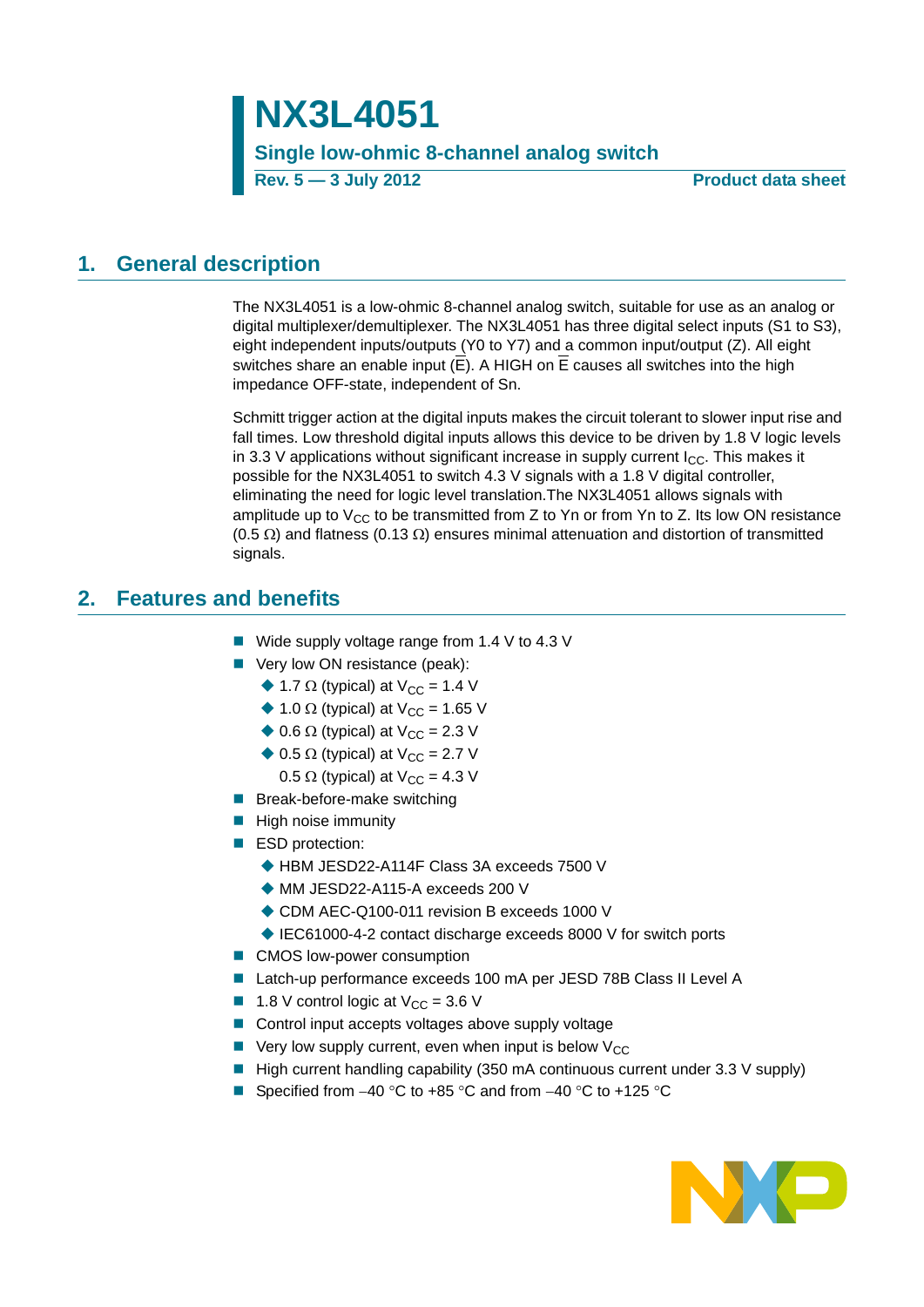# NX3L4051

## Single low-ohmic 8-channel analog switch

**Rev. 5 — 3 July 2012** **Product data sheet**

## 1. General description

The NX3L4051 is a low-ohmic 8-channel analog switch, suitable for use as an analog or digital multiplexer/demultiplexer. The NX3L4051 has three digital select inputs (S1 to S3), eight independent inputs/outputs (Y0 to Y7) and a common input/output (Z). All eight switches share an enable input ($\overline{E}$). A HIGH on $\overline{E}$ causes all switches into the high impedance OFF-state, independent of Sn.

Schmitt trigger action at the digital inputs makes the circuit tolerant to slower input rise and fall times. Low threshold digital inputs allows this device to be driven by 1.8 V logic levels in 3.3 V applications without significant increase in supply current $I_{CC}$. This makes it possible for the NX3L4051 to switch 4.3 V signals with a 1.8 V digital controller, eliminating the need for logic level translation.The NX3L4051 allows signals with amplitude up to $V_{CC}$ to be transmitted from Z to Yn or from Yn to Z. Its low ON resistance (0.5 Ω) and flatness (0.13 Ω) ensures minimal attenuation and distortion of transmitted signals.

## 2. Features and benefits

- Wide supply voltage range from 1.4 V to 4.3 V
- Very low ON resistance (peak):
  - 1.7 Ω (typical) at $V_{CC}$ = 1.4 V
  - 1.0 Ω (typical) at $V_{CC}$ = 1.65 V
  - 0.6 Ω (typical) at $V_{CC}$ = 2.3 V
  - 0.5 Ω (typical) at $V_{CC}$ = 2.7 V
    0.5 Ω (typical) at $V_{CC}$ = 4.3 V
- Break-before-make switching
- High noise immunity
- ESD protection:
  - HBM JESD22-A114F Class 3A exceeds 7500 V
  - MM JESD22-A115-A exceeds 200 V
  - CDM AEC-Q100-011 revision B exceeds 1000 V
  - IEC61000-4-2 contact discharge exceeds 8000 V for switch ports
- CMOS low-power consumption
- Latch-up performance exceeds 100 mA per JESD 78B Class II Level A
- 1.8 V control logic at $V_{CC}$ = 3.6 V
- Control input accepts voltages above supply voltage
- Very low supply current, even when input is below $V_{CC}$
- High current handling capability (350 mA continuous current under 3.3 V supply)
- Specified from −40 °C to +85 °C and from −40 °C to +125 °C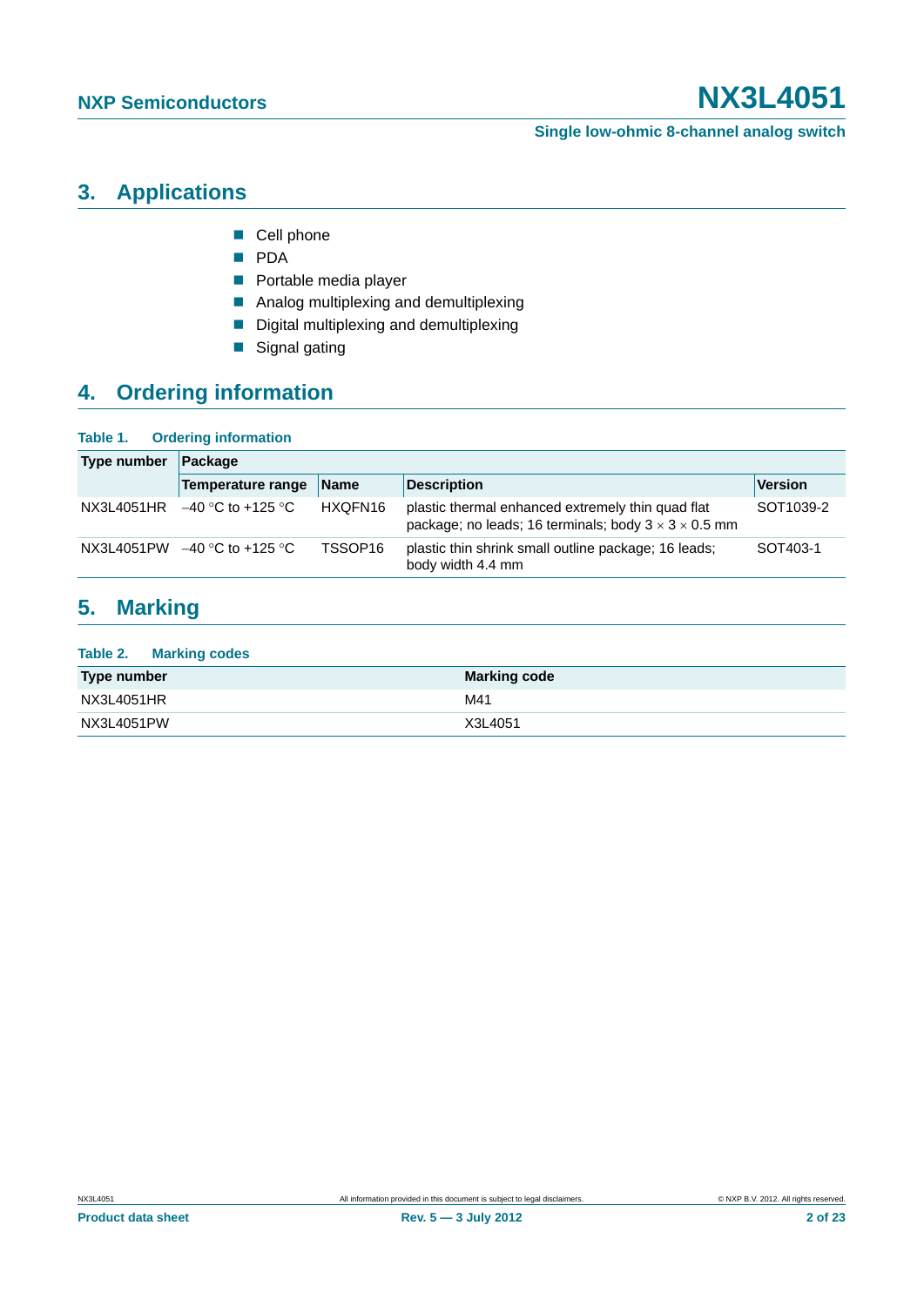## 3. Applications

- Cell phone
- PDA
- Portable media player
- Analog multiplexing and demultiplexing
- Digital multiplexing and demultiplexing
- Signal gating

## 4. Ordering information

**Table 1. Ordering information**

| Type number | Package | | | |
|---|---|---|---|---|
| | Temperature range | Name | Description | Version |
| NX3L4051HR | −40 °C to +125 °C | HXQFN16 | plastic thermal enhanced extremely thin quad flat package; no leads; 16 terminals; body 3 × 3 × 0.5 mm | SOT1039-2 |
| NX3L4051PW | −40 °C to +125 °C | TSSOP16 | plastic thin shrink small outline package; 16 leads; body width 4.4 mm | SOT403-1 |

## 5. Marking

**Table 2. Marking codes**

| Type number | Marking code |
|---|---|
| NX3L4051HR | M41 |
| NX3L4051PW | X3L4051 |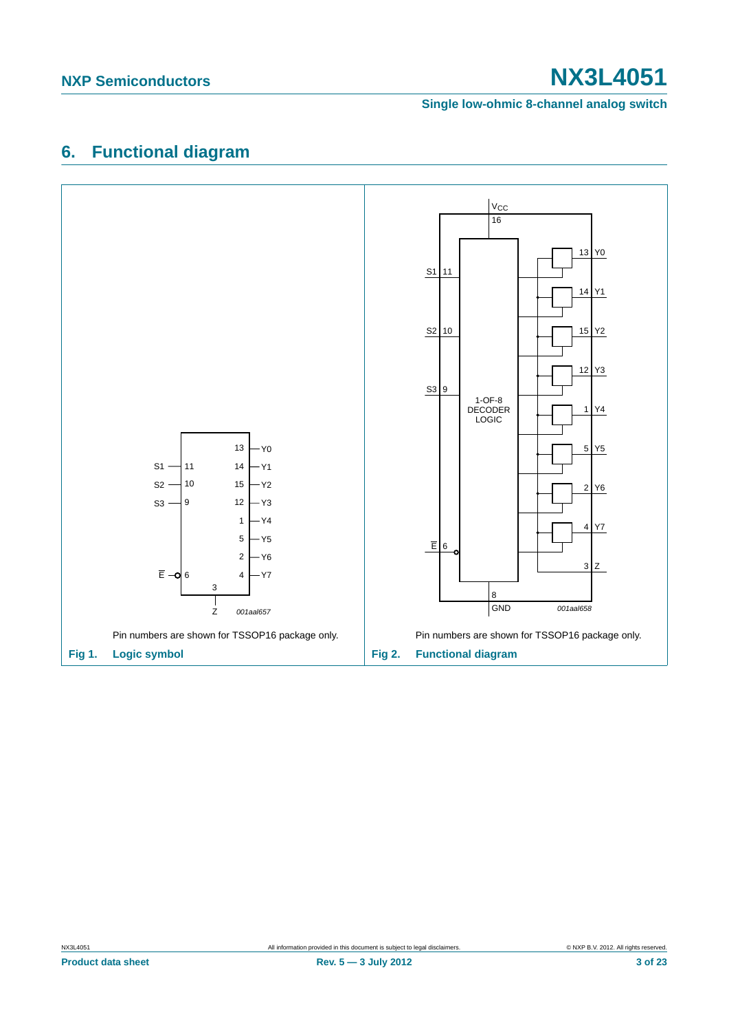## 6. Functional diagram

Pin numbers are shown for TSSOP16 package only.

**Fig 1. Logic symbol**

Pin numbers are shown for TSSOP16 package only.

**Fig 2. Functional diagram**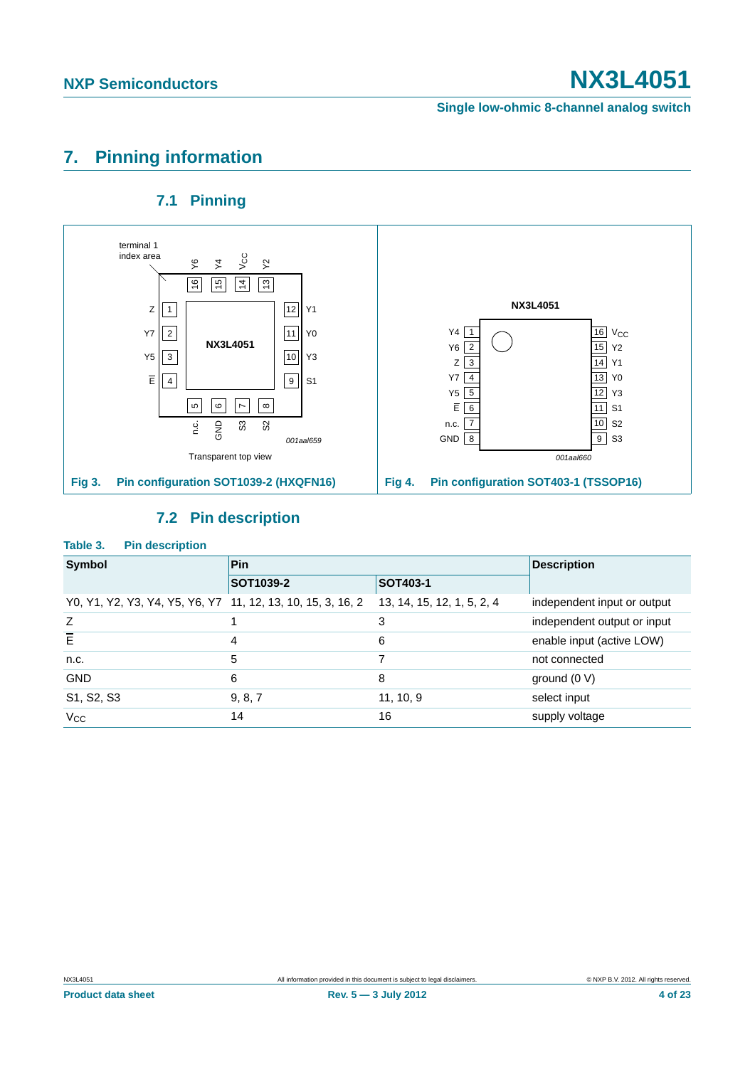# 7. Pinning information

## 7.1 Pinning

Fig 3. Pin configuration SOT1039-2 (HXQFN16)

Fig 4. Pin configuration SOT403-1 (TSSOP16)

## 7.2 Pin description

**Table 3. Pin description**

| Symbol | Pin | | Description |
|---|---|---|---|
| | SOT1039-2 | SOT403-1 | |
| Y0, Y1, Y2, Y3, Y4, Y5, Y6, Y7 | 11, 12, 13, 10, 15, 3, 16, 2 | 13, 14, 15, 12, 1, 5, 2, 4 | independent input or output |
| Z | 1 | 3 | independent output or input |
| $\overline{E}$ | 4 | 6 | enable input (active LOW) |
| n.c. | 5 | 7 | not connected |
| GND | 6 | 8 | ground (0 V) |
| S1, S2, S3 | 9, 8, 7 | 11, 10, 9 | select input |
| $V_{CC}$ | 14 | 16 | supply voltage |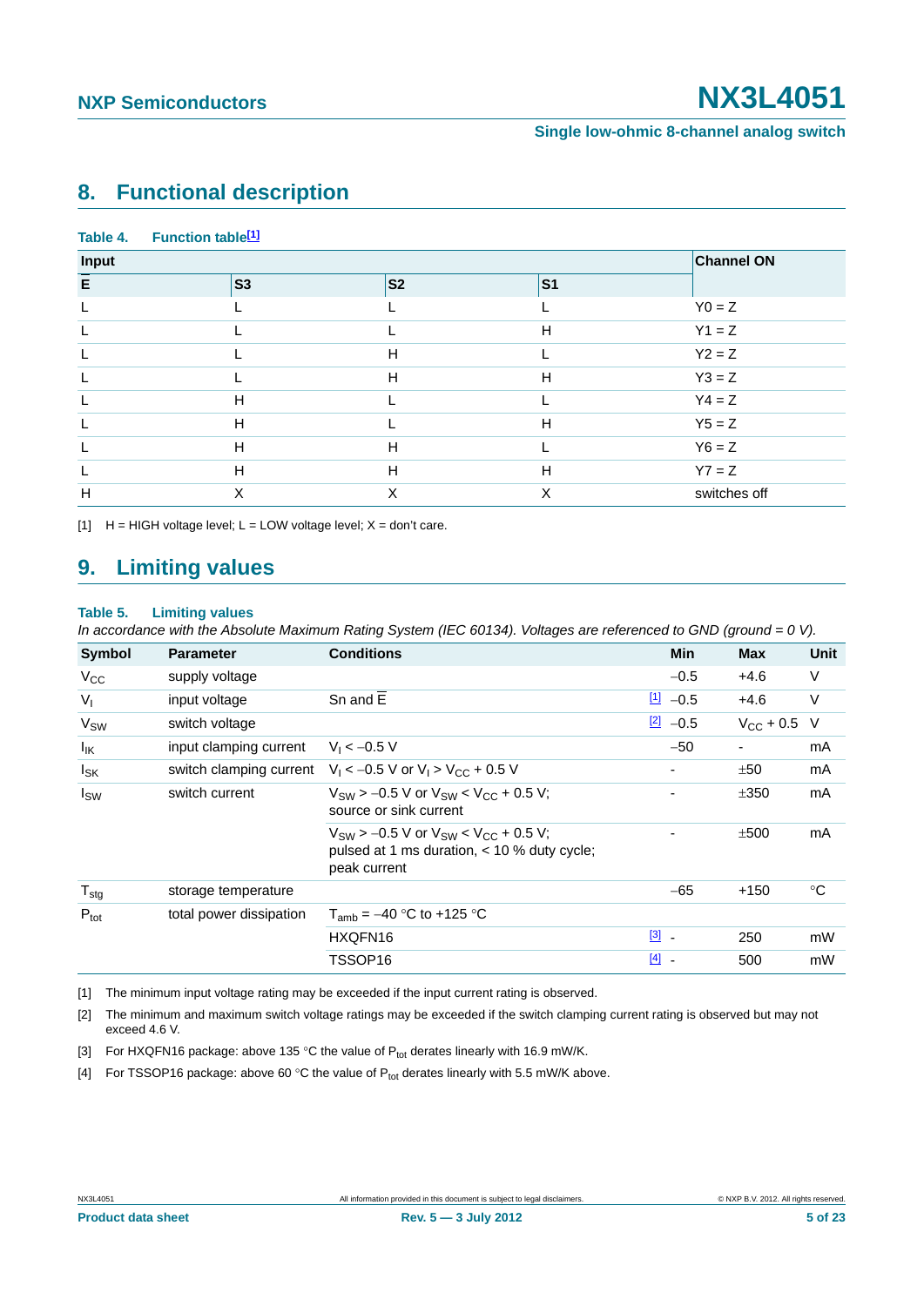## 8. Functional description

**Table 4. Function table[1]**

| Input | | | | Channel ON |
|---|---|---|---|---|
| $\overline{E}$ | S3 | S2 | S1 | |
| L | L | L | L | Y0 = Z |
| L | L | L | H | Y1 = Z |
| L | L | H | L | Y2 = Z |
| L | L | H | H | Y3 = Z |
| L | H | L | L | Y4 = Z |
| L | H | L | H | Y5 = Z |
| L | H | H | L | Y6 = Z |
| L | H | H | H | Y7 = Z |
| H | X | X | X | switches off |

[1] H = HIGH voltage level; L = LOW voltage level; X = don't care.

## 9. Limiting values

**Table 5. Limiting values**

*In accordance with the Absolute Maximum Rating System (IEC 60134). Voltages are referenced to GND (ground = 0 V).*

| Symbol | Parameter | Conditions | | Min | Max | Unit |
|---|---|---|---|---|---|---|
| $V_{CC}$ | supply voltage | | | −0.5 | +4.6 | V |
| $V_I$ | input voltage | Sn and $\overline{E}$ | [1] | −0.5 | +4.6 | V |
| $V_{SW}$ | switch voltage | | [2] | −0.5 | $V_{CC}$ + 0.5 | V |
| $I_{IK}$ | input clamping current | $V_I < -0.5$ V | | −50 | - | mA |
| $I_{SK}$ | switch clamping current | $V_I < -0.5$ V or $V_I > V_{CC} + 0.5$ V | | - | ±50 | mA |
| $I_{SW}$ | switch current | $V_{SW} > -0.5$ V or $V_{SW} < V_{CC} + 0.5$ V; source or sink current | | - | ±350 | mA |
| | | $V_{SW} > -0.5$ V or $V_{SW} < V_{CC} + 0.5$ V; pulsed at 1 ms duration, < 10 % duty cycle; peak current | | - | ±500 | mA |
| $T_{stg}$ | storage temperature | | | −65 | +150 | °C |
| $P_{tot}$ | total power dissipation | $T_{amb}$ = −40 °C to +125 °C | | | | |
| | | HXQFN16 | [3] | - | 250 | mW |
| | | TSSOP16 | [4] | - | 500 | mW |

[1] The minimum input voltage rating may be exceeded if the input current rating is observed.

[2] The minimum and maximum switch voltage ratings may be exceeded if the switch clamping current rating is observed but may not exceed 4.6 V.

[3] For HXQFN16 package: above 135 °C the value of $P_{tot}$ derates linearly with 16.9 mW/K.

[4] For TSSOP16 package: above 60 °C the value of $P_{tot}$ derates linearly with 5.5 mW/K above.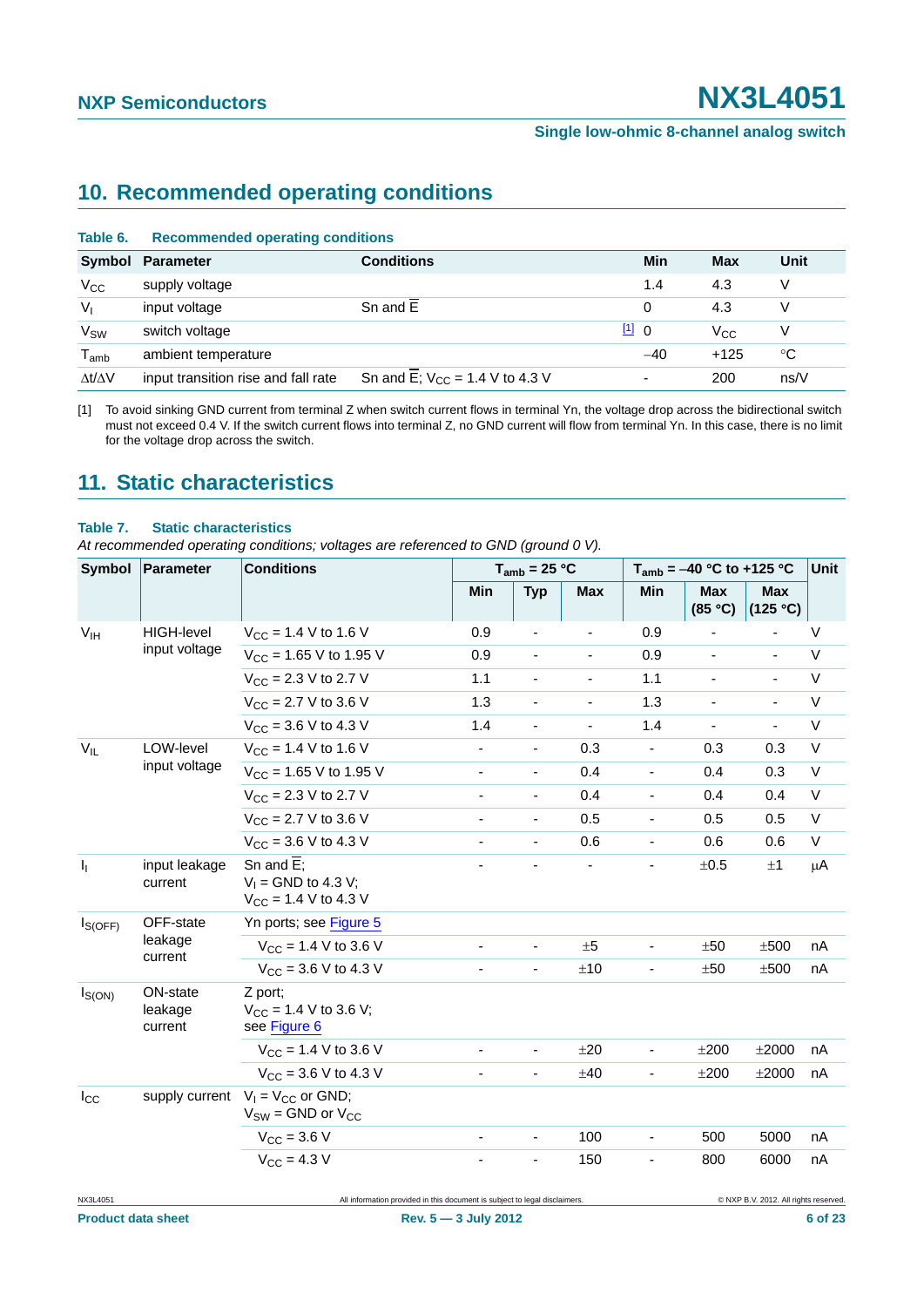## 10. Recommended operating conditions

**Table 6. Recommended operating conditions**

| Symbol | Parameter | Conditions | Min | Max | Unit |
|---|---|---|---|---|---|
| $V_{CC}$ | supply voltage | | 1.4 | 4.3 | V |
| $V_I$ | input voltage | Sn and $\overline{E}$ | 0 | 4.3 | V |
| $V_{SW}$ | switch voltage | | [1] 0 | $V_{CC}$ | V |
| $T_{amb}$ | ambient temperature | | −40 | +125 | °C |
| $\Delta t/\Delta V$ | input transition rise and fall rate | Sn and $\overline{E}$; $V_{CC}$ = 1.4 V to 4.3 V | - | 200 | ns/V |

[1] To avoid sinking GND current from terminal Z when switch current flows in terminal Yn, the voltage drop across the bidirectional switch must not exceed 0.4 V. If the switch current flows into terminal Z, no GND current will flow from terminal Yn. In this case, there is no limit for the voltage drop across the switch.

## 11. Static characteristics

**Table 7. Static characteristics**

*At recommended operating conditions; voltages are referenced to GND (ground 0 V).*

| Symbol | Parameter | Conditions | $T_{amb}$ = 25 °C | | | $T_{amb}$ = −40 °C to +125 °C | | | Unit |
|---|---|---|---|---|---|---|---|---|---|
| | | | Min | Typ | Max | Min | Max (85 °C) | Max (125 °C) | |
| $V_{IH}$ | HIGH-level input voltage | $V_{CC}$ = 1.4 V to 1.6 V | 0.9 | - | - | 0.9 | - | - | V |
| | | $V_{CC}$ = 1.65 V to 1.95 V | 0.9 | - | - | 0.9 | - | - | V |
| | | $V_{CC}$ = 2.3 V to 2.7 V | 1.1 | - | - | 1.1 | - | - | V |
| | | $V_{CC}$ = 2.7 V to 3.6 V | 1.3 | - | - | 1.3 | - | - | V |
| | | $V_{CC}$ = 3.6 V to 4.3 V | 1.4 | - | - | 1.4 | - | - | V |
| $V_{IL}$ | LOW-level input voltage | $V_{CC}$ = 1.4 V to 1.6 V | - | - | 0.3 | - | 0.3 | 0.3 | V |
| | | $V_{CC}$ = 1.65 V to 1.95 V | - | - | 0.4 | - | 0.4 | 0.3 | V |
| | | $V_{CC}$ = 2.3 V to 2.7 V | - | - | 0.4 | - | 0.4 | 0.4 | V |
| | | $V_{CC}$ = 2.7 V to 3.6 V | - | - | 0.5 | - | 0.5 | 0.5 | V |
| | | $V_{CC}$ = 3.6 V to 4.3 V | - | - | 0.6 | - | 0.6 | 0.6 | V |
| $I_I$ | input leakage current | Sn and $\overline{E}$; $V_I$ = GND to 4.3 V; $V_{CC}$ = 1.4 V to 4.3 V | - | - | - | - | ±0.5 | ±1 | μA |
| $I_{S(OFF)}$ | OFF-state leakage current | Yn ports; see Figure 5 | | | | | | | |
| | | $V_{CC}$ = 1.4 V to 3.6 V | - | - | ±5 | - | ±50 | ±500 | nA |
| | | $V_{CC}$ = 3.6 V to 4.3 V | - | - | ±10 | - | ±50 | ±500 | nA |
| $I_{S(ON)}$ | ON-state leakage current | Z port; $V_{CC}$ = 1.4 V to 3.6 V; see Figure 6 | | | | | | | |
| | | $V_{CC}$ = 1.4 V to 3.6 V | - | - | ±20 | - | ±200 | ±2000 | nA |
| | | $V_{CC}$ = 3.6 V to 4.3 V | - | - | ±40 | - | ±200 | ±2000 | nA |
| $I_{CC}$ | supply current | $V_I$ = $V_{CC}$ or GND; $V_{SW}$ = GND or $V_{CC}$ | | | | | | | |
| | | $V_{CC}$ = 3.6 V | - | - | 100 | - | 500 | 5000 | nA |
| | | $V_{CC}$ = 4.3 V | - | - | 150 | - | 800 | 6000 | nA |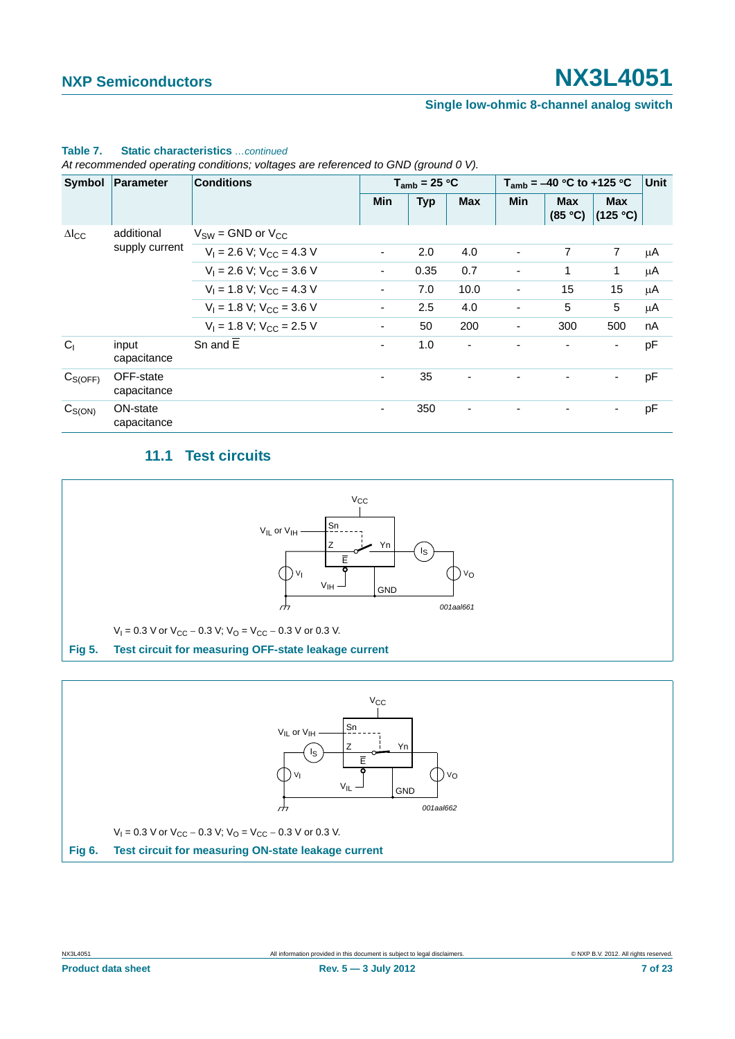**Table 7. Static characteristics** *…continued*

*At recommended operating conditions; voltages are referenced to GND (ground 0 V).*

| Symbol | Parameter | Conditions | $T_{amb}$ = 25 °C | | | $T_{amb}$ = −40 °C to +125 °C | | | Unit |
|---|---|---|---|---|---|---|---|---|---|
| | | | Min | Typ | Max | Min | Max (85 °C) | Max (125 °C) | |
| $\Delta I_{CC}$ | additional supply current | $V_{SW}$ = GND or $V_{CC}$ | | | | | | | |
| | | $V_I$ = 2.6 V; $V_{CC}$ = 4.3 V | - | 2.0 | 4.0 | - | 7 | 7 | μA |
| | | $V_I$ = 2.6 V; $V_{CC}$ = 3.6 V | - | 0.35 | 0.7 | - | 1 | 1 | μA |
| | | $V_I$ = 1.8 V; $V_{CC}$ = 4.3 V | - | 7.0 | 10.0 | - | 15 | 15 | μA |
| | | $V_I$ = 1.8 V; $V_{CC}$ = 3.6 V | - | 2.5 | 4.0 | - | 5 | 5 | μA |
| | | $V_I$ = 1.8 V; $V_{CC}$ = 2.5 V | - | 50 | 200 | - | 300 | 500 | nA |
| $C_I$ | input capacitance | Sn and $\overline{E}$ | - | 1.0 | - | - | - | - | pF |
| $C_{S(OFF)}$ | OFF-state capacitance | | - | 35 | - | - | - | - | pF |
| $C_{S(ON)}$ | ON-state capacitance | | - | 350 | - | - | - | - | pF |

## 11.1 Test circuits

$V_I$ = 0.3 V or $V_{CC}$ − 0.3 V; $V_O$ = $V_{CC}$ − 0.3 V or 0.3 V.

**Fig 5. Test circuit for measuring OFF-state leakage current**

$V_I$ = 0.3 V or $V_{CC}$ − 0.3 V; $V_O$ = $V_{CC}$ − 0.3 V or 0.3 V.

**Fig 6. Test circuit for measuring ON-state leakage current**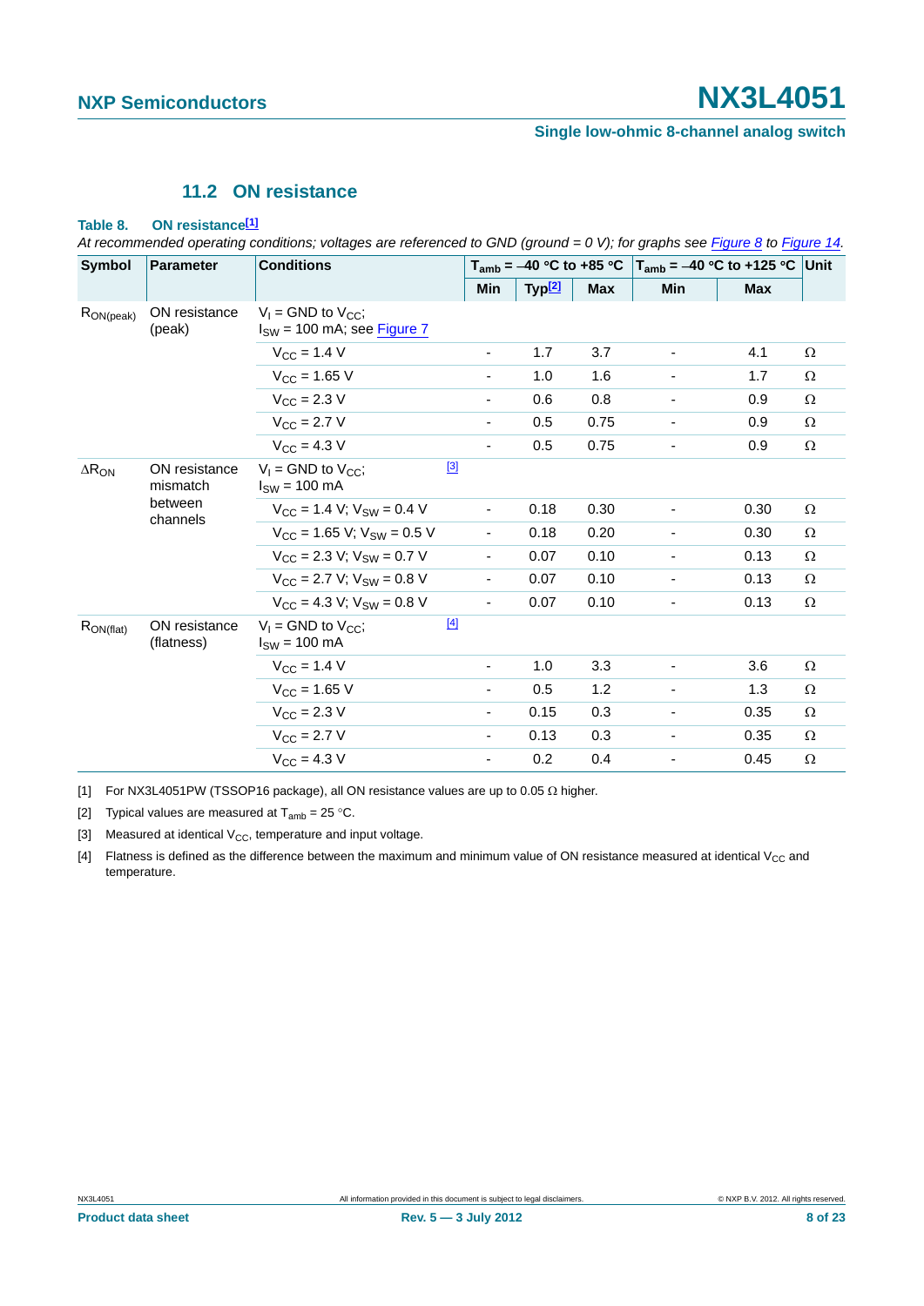### 11.2 ON resistance

**Table 8. ON resistance[1]**

*At recommended operating conditions; voltages are referenced to GND (ground = 0 V); for graphs see Figure 8 to Figure 14.*

| Symbol | Parameter | Conditions | | $T_{amb}$ = −40 °C to +85 °C | | | $T_{amb}$ = −40 °C to +125 °C | | Unit |
|---|---|---|---|---|---|---|---|---|---|
| | | | | Min | Typ[2] | Max | Min | Max | |
| $R_{ON(peak)}$ | ON resistance (peak) | $V_I$ = GND to $V_{CC}$; $I_{SW}$ = 100 mA; see Figure 7 | | | | | | | |
| | | $V_{CC}$ = 1.4 V | | - | 1.7 | 3.7 | - | 4.1 | Ω |
| | | $V_{CC}$ = 1.65 V | | - | 1.0 | 1.6 | - | 1.7 | Ω |
| | | $V_{CC}$ = 2.3 V | | - | 0.6 | 0.8 | - | 0.9 | Ω |
| | | $V_{CC}$ = 2.7 V | | - | 0.5 | 0.75 | - | 0.9 | Ω |
| | | $V_{CC}$ = 4.3 V | | - | 0.5 | 0.75 | - | 0.9 | Ω |
| $\Delta R_{ON}$ | ON resistance mismatch between channels | $V_I$ = GND to $V_{CC}$; $I_{SW}$ = 100 mA | [3] | | | | | | |
| | | $V_{CC}$ = 1.4 V; $V_{SW}$ = 0.4 V | | - | 0.18 | 0.30 | - | 0.30 | Ω |
| | | $V_{CC}$ = 1.65 V; $V_{SW}$ = 0.5 V | | - | 0.18 | 0.20 | - | 0.30 | Ω |
| | | $V_{CC}$ = 2.3 V; $V_{SW}$ = 0.7 V | | - | 0.07 | 0.10 | - | 0.13 | Ω |
| | | $V_{CC}$ = 2.7 V; $V_{SW}$ = 0.8 V | | - | 0.07 | 0.10 | - | 0.13 | Ω |
| | | $V_{CC}$ = 4.3 V; $V_{SW}$ = 0.8 V | | - | 0.07 | 0.10 | - | 0.13 | Ω |
| $R_{ON(flat)}$ | ON resistance (flatness) | $V_I$ = GND to $V_{CC}$; $I_{SW}$ = 100 mA | [4] | | | | | | |
| | | $V_{CC}$ = 1.4 V | | - | 1.0 | 3.3 | - | 3.6 | Ω |
| | | $V_{CC}$ = 1.65 V | | - | 0.5 | 1.2 | - | 1.3 | Ω |
| | | $V_{CC}$ = 2.3 V | | - | 0.15 | 0.3 | - | 0.35 | Ω |
| | | $V_{CC}$ = 2.7 V | | - | 0.13 | 0.3 | - | 0.35 | Ω |
| | | $V_{CC}$ = 4.3 V | | - | 0.2 | 0.4 | - | 0.45 | Ω |

[1] For NX3L4051PW (TSSOP16 package), all ON resistance values are up to 0.05 Ω higher.

[2] Typical values are measured at $T_{amb}$ = 25 °C.

[3] Measured at identical $V_{CC}$, temperature and input voltage.

[4] Flatness is defined as the difference between the maximum and minimum value of ON resistance measured at identical $V_{CC}$ and temperature.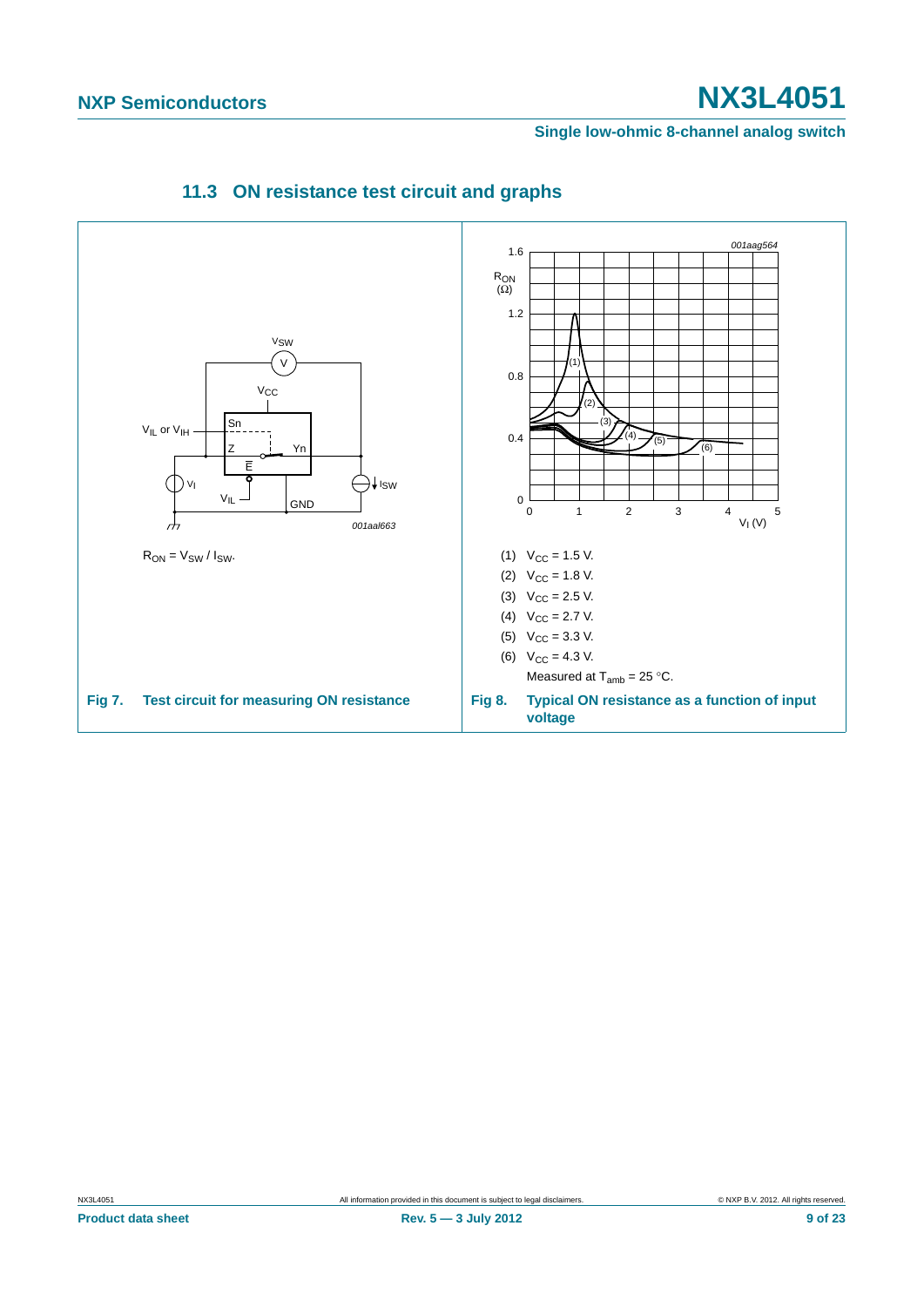### 11.3 ON resistance test circuit and graphs

$R_{ON} = V_{SW} / I_{SW}$.

**Fig 7. Test circuit for measuring ON resistance**

(1) $V_{CC}$ = 1.5 V.

(2) $V_{CC}$ = 1.8 V.

(3) $V_{CC}$ = 2.5 V.

(4) $V_{CC}$ = 2.7 V.

(5) $V_{CC}$ = 3.3 V.

(6) $V_{CC}$ = 4.3 V.

Measured at $T_{amb}$ = 25 °C.

**Fig 8. Typical ON resistance as a function of input voltage**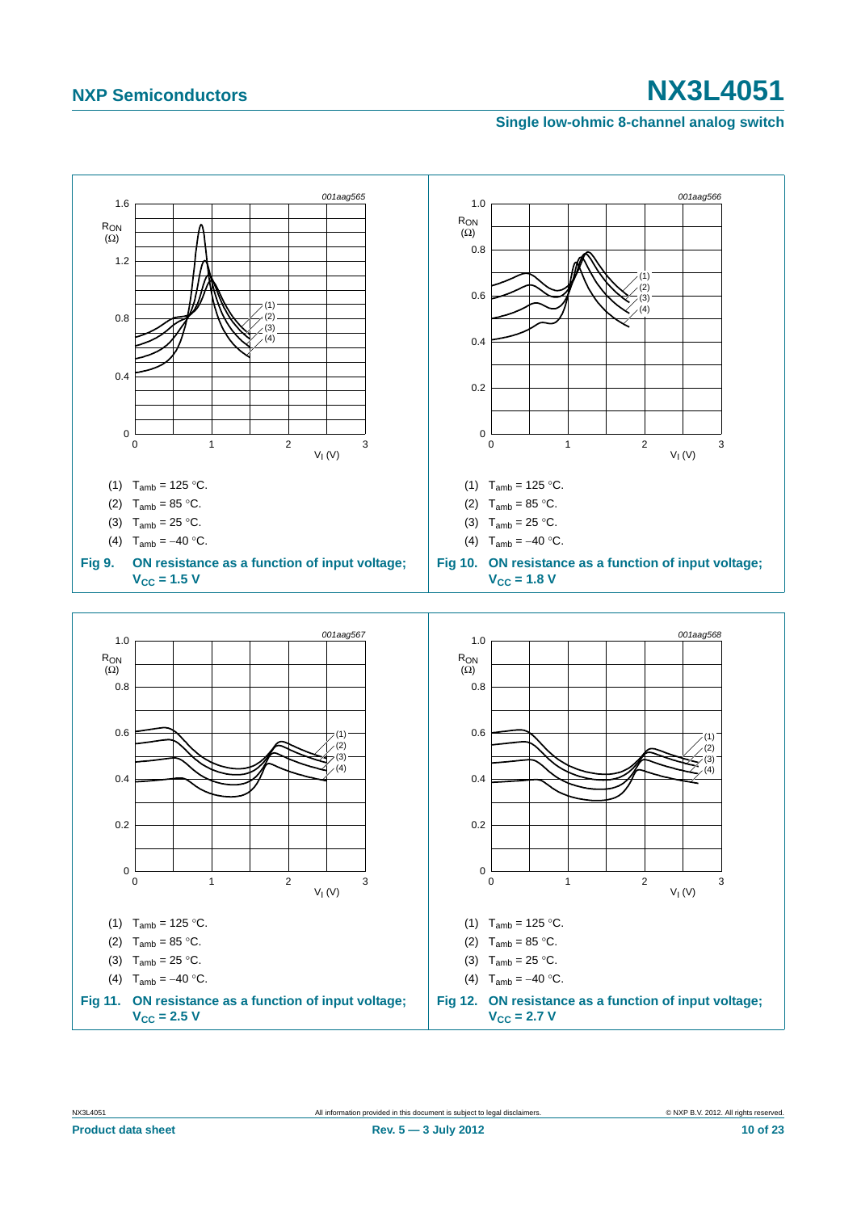(1) $T_{amb}$ = 125 °C.

(2) $T_{amb}$ = 85 °C.

(3) $T_{amb}$ = 25 °C.

(4) $T_{amb}$ = −40 °C.

**Fig 9. ON resistance as a function of input voltage; $V_{CC}$ = 1.5 V**

(1) $T_{amb}$ = 125 °C.

(2) $T_{amb}$ = 85 °C.

(3) $T_{amb}$ = 25 °C.

(4) $T_{amb}$ = −40 °C.

**Fig 10. ON resistance as a function of input voltage; $V_{CC}$ = 1.8 V**

(1) $T_{amb}$ = 125 °C.

(2) $T_{amb}$ = 85 °C.

(3) $T_{amb}$ = 25 °C.

(4) $T_{amb}$ = −40 °C.

**Fig 11. ON resistance as a function of input voltage; $V_{CC}$ = 2.5 V**

(1) $T_{amb}$ = 125 °C.

(2) $T_{amb}$ = 85 °C.

(3) $T_{amb}$ = 25 °C.

(4) $T_{amb}$ = −40 °C.

**Fig 12. ON resistance as a function of input voltage; $V_{CC}$ = 2.7 V**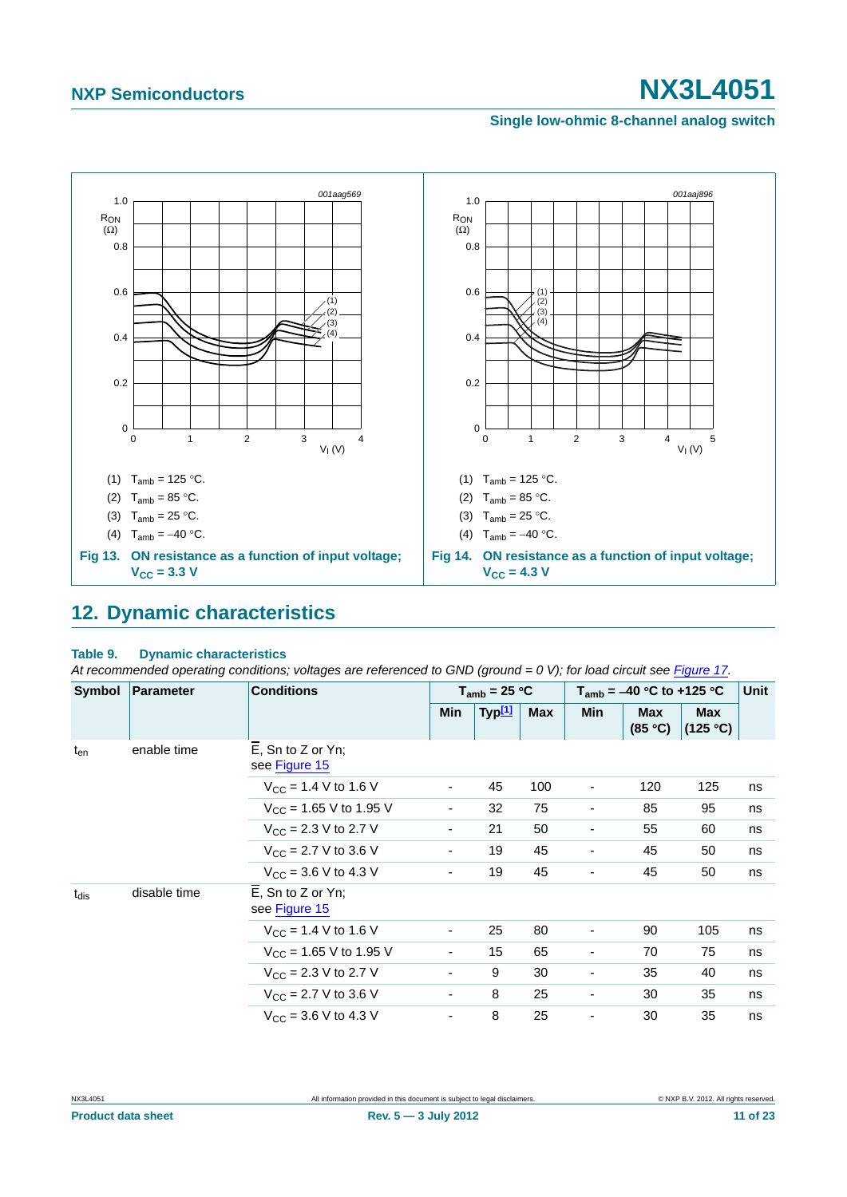(1) $T_{amb}$ = 125 °C.

(2) $T_{amb}$ = 85 °C.

(3) $T_{amb}$ = 25 °C.

(4) $T_{amb}$ = −40 °C.

**Fig 13. ON resistance as a function of input voltage; $V_{CC}$ = 3.3 V**

(1) $T_{amb}$ = 125 °C.

(2) $T_{amb}$ = 85 °C.

(3) $T_{amb}$ = 25 °C.

(4) $T_{amb}$ = −40 °C.

**Fig 14. ON resistance as a function of input voltage; $V_{CC}$ = 4.3 V**

## 12. Dynamic characteristics

**Table 9. Dynamic characteristics**

*At recommended operating conditions; voltages are referenced to GND (ground = 0 V); for load circuit see Figure 17.*

| Symbol | Parameter | Conditions | $T_{amb}$ = 25 °C | | | $T_{amb}$ = −40 °C to +125 °C | | | Unit |
|---|---|---|---|---|---|---|---|---|---|
| | | | Min | Typ[1] | Max | Min | Max (85 °C) | Max (125 °C) | |
| $t_{en}$ | enable time | $\overline{E}$, Sn to Z or Yn; see Figure 15 | | | | | | | |
| | | $V_{CC}$ = 1.4 V to 1.6 V | - | 45 | 100 | - | 120 | 125 | ns |
| | | $V_{CC}$ = 1.65 V to 1.95 V | - | 32 | 75 | - | 85 | 95 | ns |
| | | $V_{CC}$ = 2.3 V to 2.7 V | - | 21 | 50 | - | 55 | 60 | ns |
| | | $V_{CC}$ = 2.7 V to 3.6 V | - | 19 | 45 | - | 45 | 50 | ns |
| | | $V_{CC}$ = 3.6 V to 4.3 V | - | 19 | 45 | - | 45 | 50 | ns |
| $t_{dis}$ | disable time | $\overline{E}$, Sn to Z or Yn; see Figure 15 | | | | | | | |
| | | $V_{CC}$ = 1.4 V to 1.6 V | - | 25 | 80 | - | 90 | 105 | ns |
| | | $V_{CC}$ = 1.65 V to 1.95 V | - | 15 | 65 | - | 70 | 75 | ns |
| | | $V_{CC}$ = 2.3 V to 2.7 V | - | 9 | 30 | - | 35 | 40 | ns |
| | | $V_{CC}$ = 2.7 V to 3.6 V | - | 8 | 25 | - | 30 | 35 | ns |
| | | $V_{CC}$ = 3.6 V to 4.3 V | - | 8 | 25 | - | 30 | 35 | ns |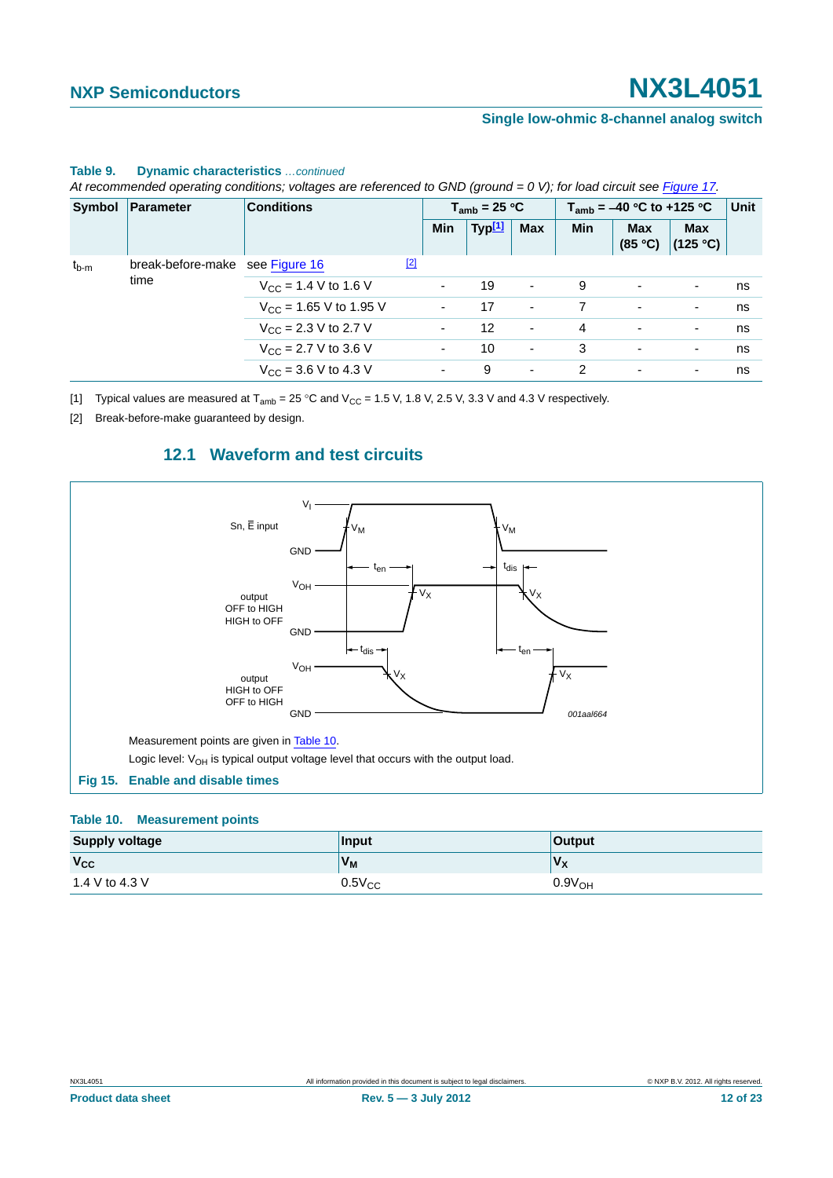**Table 9. Dynamic characteristics** *...continued*

*At recommended operating conditions; voltages are referenced to GND (ground = 0 V); for load circuit see Figure 17.*

| Symbol | Parameter | Conditions | $T_{amb}$ = 25 °C | | | $T_{amb}$ = –40 °C to +125 °C | | | Unit |
|---|---|---|---|---|---|---|---|---|---|
| | | | Min | Typ[1] | Max | Min | Max (85 °C) | Max (125 °C) | |
| $t_{b-m}$ | break-before-make time | see Figure 16 [2] | | | | | | | |
| | | $V_{CC}$ = 1.4 V to 1.6 V | - | 19 | - | 9 | - | - | ns |
| | | $V_{CC}$ = 1.65 V to 1.95 V | - | 17 | - | 7 | - | - | ns |
| | | $V_{CC}$ = 2.3 V to 2.7 V | - | 12 | - | 4 | - | - | ns |
| | | $V_{CC}$ = 2.7 V to 3.6 V | - | 10 | - | 3 | - | - | ns |
| | | $V_{CC}$ = 3.6 V to 4.3 V | - | 9 | - | 2 | - | - | ns |

[1] Typical values are measured at $T_{amb}$ = 25 °C and $V_{CC}$ = 1.5 V, 1.8 V, 2.5 V, 3.3 V and 4.3 V respectively.

[2] Break-before-make guaranteed by design.

## 12.1 Waveform and test circuits

Measurement points are given in Table 10.

Logic level: $V_{OH}$ is typical output voltage level that occurs with the output load.

**Fig 15. Enable and disable times**

**Table 10. Measurement points**

| Supply voltage | Input | Output |
|---|---|---|
| $V_{CC}$ | $V_M$ | $V_X$ |
| 1.4 V to 4.3 V | $0.5V_{CC}$ | $0.9V_{OH}$ |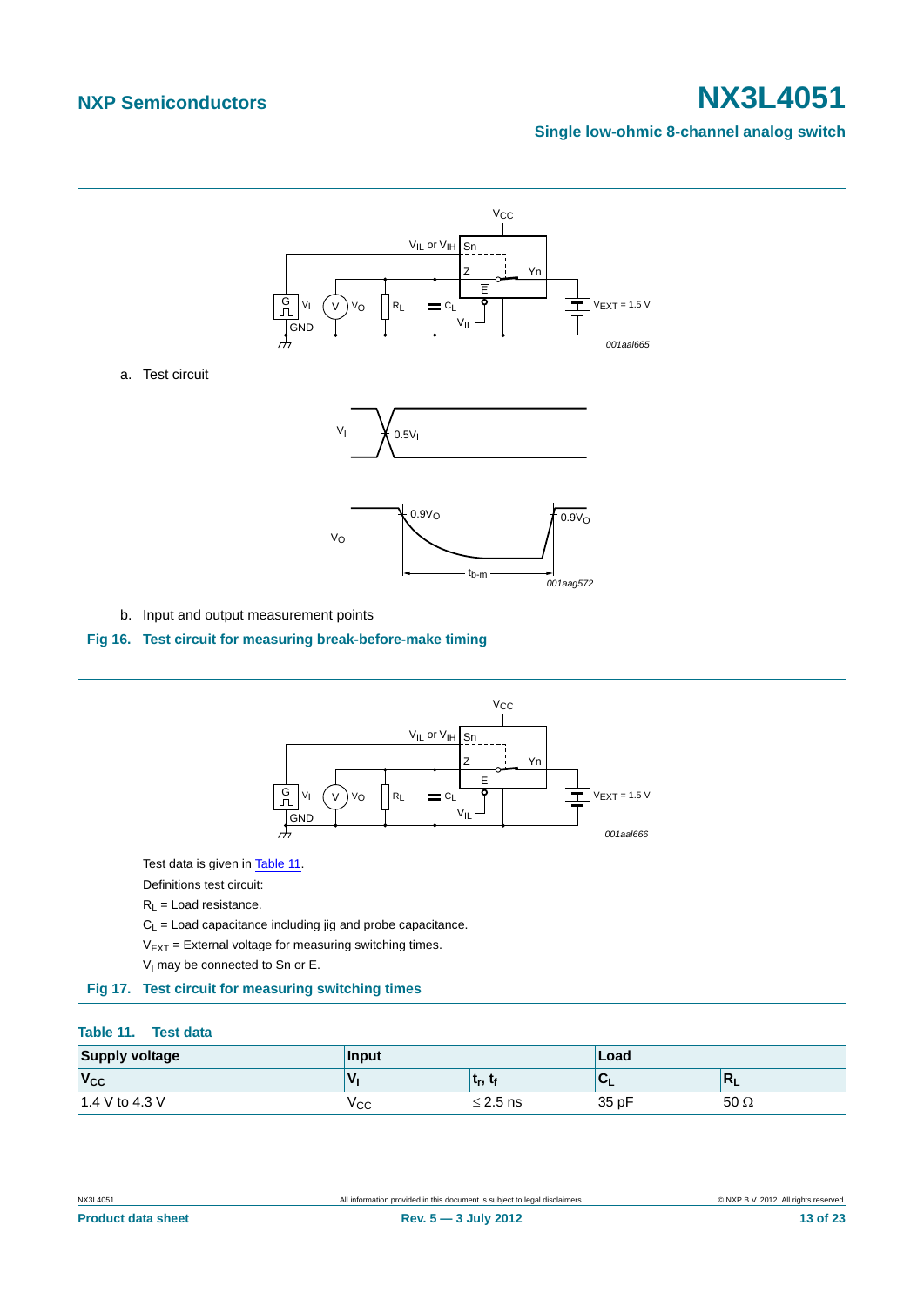a. Test circuit

b. Input and output measurement points

**Fig 16. Test circuit for measuring break-before-make timing**

Test data is given in Table 11.

Definitions test circuit:

$R_L$ = Load resistance.

$C_L$ = Load capacitance including jig and probe capacitance.

$V_{EXT}$ = External voltage for measuring switching times.

$V_I$ may be connected to Sn or $\overline{E}$.

**Fig 17. Test circuit for measuring switching times**

**Table 11. Test data**

| Supply voltage | Input | | Load | |
|---|---|---|---|---|
| $V_{CC}$ | $V_I$ | $t_r$, $t_f$ | $C_L$ | $R_L$ |
| 1.4 V to 4.3 V | $V_{CC}$ | ≤ 2.5 ns | 35 pF | 50 Ω |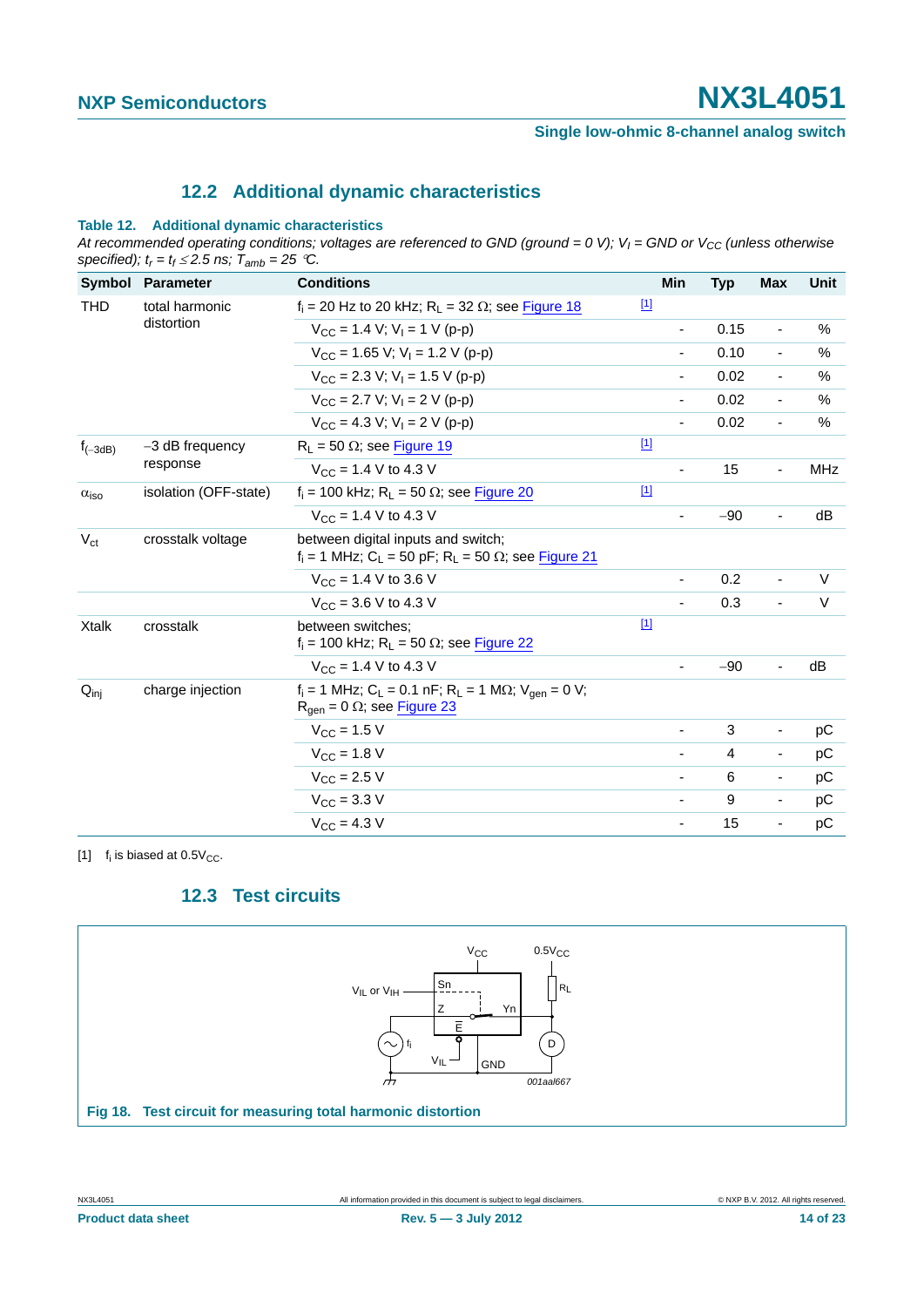## 12.2 Additional dynamic characteristics

**Table 12. Additional dynamic characteristics**

*At recommended operating conditions; voltages are referenced to GND (ground = 0 V); $V_I$ = GND or $V_{CC}$ (unless otherwise specified); $t_r = t_f \leq 2.5$ ns; $T_{amb} = 25$ °C.*

| Symbol | Parameter | Conditions | | Min | Typ | Max | Unit |
|---|---|---|---|---|---|---|---|
| THD | total harmonic distortion | $f_i$ = 20 Hz to 20 kHz; $R_L$ = 32 Ω; see Figure 18 | [1] | | | | |
| | | $V_{CC}$ = 1.4 V; $V_I$ = 1 V (p-p) | | - | 0.15 | - | % |
| | | $V_{CC}$ = 1.65 V; $V_I$ = 1.2 V (p-p) | | - | 0.10 | - | % |
| | | $V_{CC}$ = 2.3 V; $V_I$ = 1.5 V (p-p) | | - | 0.02 | - | % |
| | | $V_{CC}$ = 2.7 V; $V_I$ = 2 V (p-p) | | - | 0.02 | - | % |
| | | $V_{CC}$ = 4.3 V; $V_I$ = 2 V (p-p) | | - | 0.02 | - | % |
| $f_{(-3dB)}$ | −3 dB frequency response | $R_L$ = 50 Ω; see Figure 19 | [1] | | | | |
| | | $V_{CC}$ = 1.4 V to 4.3 V | | - | 15 | - | MHz |
| $\alpha_{iso}$ | isolation (OFF-state) | $f_i$ = 100 kHz; $R_L$ = 50 Ω; see Figure 20 | [1] | | | | |
| | | $V_{CC}$ = 1.4 V to 4.3 V | | - | −90 | - | dB |
| $V_{ct}$ | crosstalk voltage | between digital inputs and switch; $f_i$ = 1 MHz; $C_L$ = 50 pF; $R_L$ = 50 Ω; see Figure 21 | | | | | |
| | | $V_{CC}$ = 1.4 V to 3.6 V | | - | 0.2 | - | V |
| | | $V_{CC}$ = 3.6 V to 4.3 V | | - | 0.3 | - | V |
| Xtalk | crosstalk | between switches; $f_i$ = 100 kHz; $R_L$ = 50 Ω; see Figure 22 | [1] | | | | |
| | | $V_{CC}$ = 1.4 V to 4.3 V | | - | −90 | - | dB |
| $Q_{inj}$ | charge injection | $f_i$ = 1 MHz; $C_L$ = 0.1 nF; $R_L$ = 1 MΩ; $V_{gen}$ = 0 V; $R_{gen}$ = 0 Ω; see Figure 23 | | | | | |
| | | $V_{CC}$ = 1.5 V | | - | 3 | - | pC |
| | | $V_{CC}$ = 1.8 V | | - | 4 | - | pC |
| | | $V_{CC}$ = 2.5 V | | - | 6 | - | pC |
| | | $V_{CC}$ = 3.3 V | | - | 9 | - | pC |
| | | $V_{CC}$ = 4.3 V | | - | 15 | - | pC |

[1] $f_i$ is biased at $0.5V_{CC}$.

## 12.3 Test circuits

**Fig 18. Test circuit for measuring total harmonic distortion**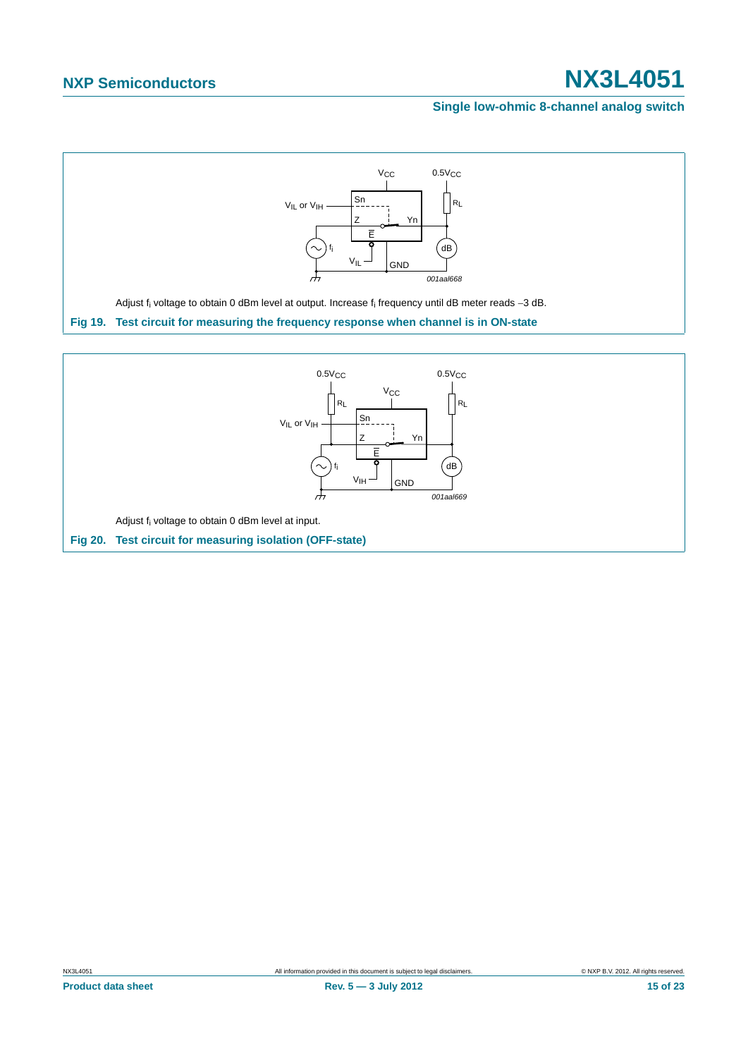Adjust $f_i$ voltage to obtain 0 dBm level at output. Increase $f_i$ frequency until dB meter reads −3 dB.

**Fig 19. Test circuit for measuring the frequency response when channel is in ON-state**

Adjust $f_i$ voltage to obtain 0 dBm level at input.

**Fig 20. Test circuit for measuring isolation (OFF-state)**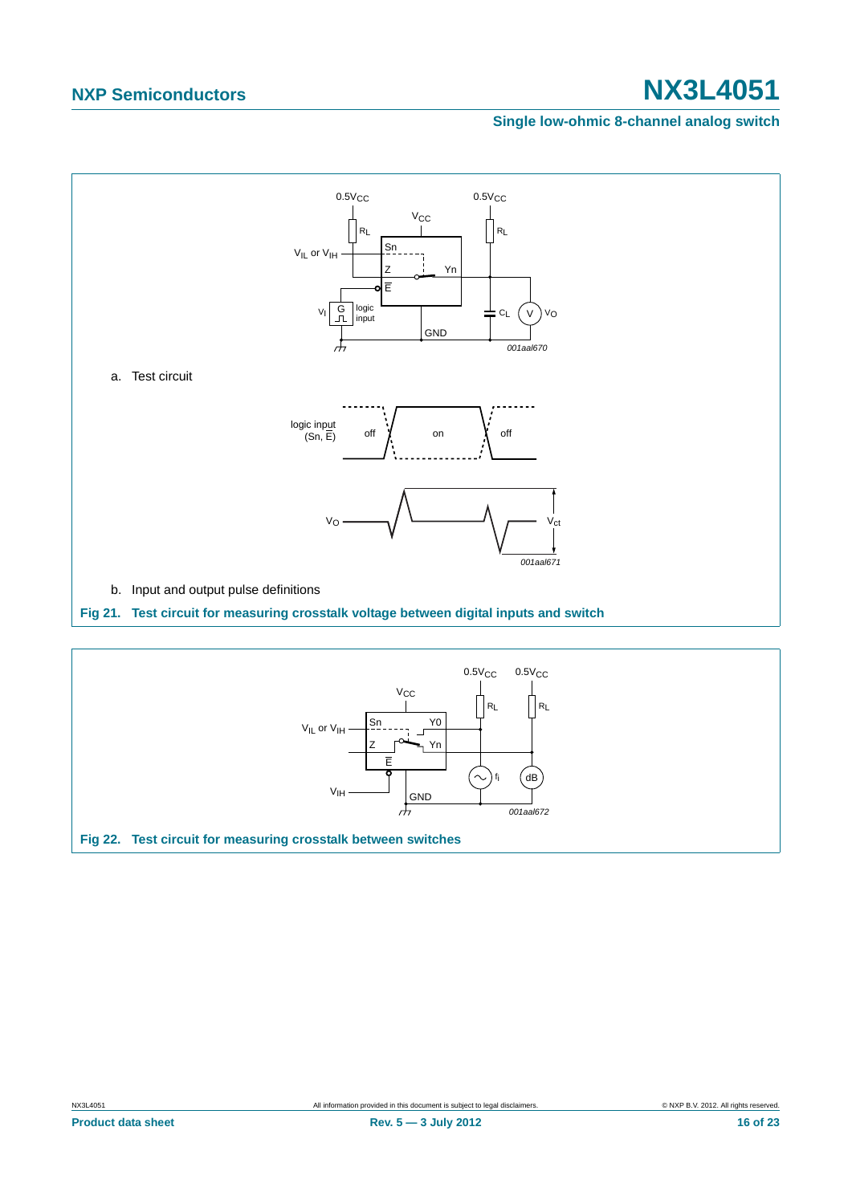a. Test circuit

b. Input and output pulse definitions

**Fig 21. Test circuit for measuring crosstalk voltage between digital inputs and switch**

**Fig 22. Test circuit for measuring crosstalk between switches**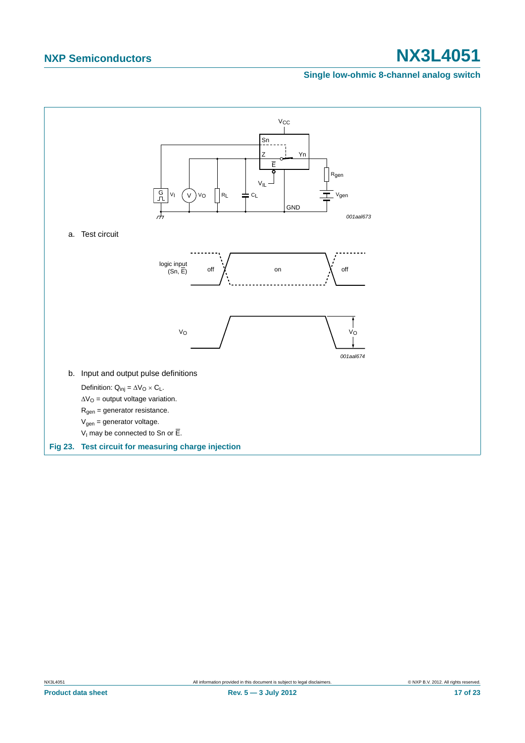a. Test circuit

b. Input and output pulse definitions

Definition: $Q_{inj} = \Delta V_O \times C_L$.

$\Delta V_O$ = output voltage variation.

$R_{gen}$ = generator resistance.

$V_{gen}$ = generator voltage.

$V_I$ may be connected to Sn or $\overline{E}$.

**Fig 23. Test circuit for measuring charge injection**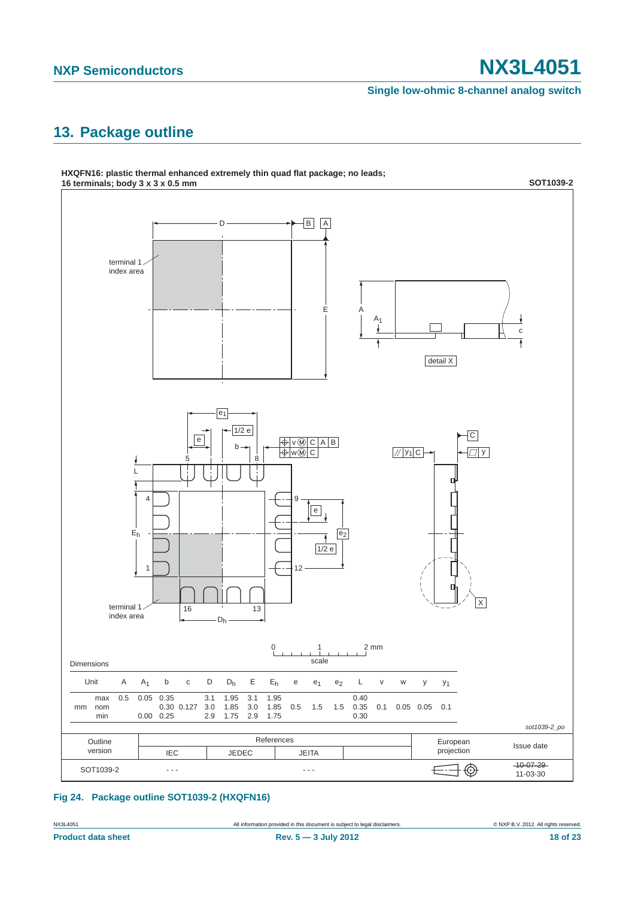## 13. Package outline

**HXQFN16: plastic thermal enhanced extremely thin quad flat package; no leads; 16 terminals; body 3 x 3 x 0.5 mm**

**SOT1039-2**

Dimensions

| Unit | | A | $A_1$ | b | c | D | $D_h$ | E | $E_h$ | e | $e_1$ | $e_2$ | L | v | w | y | $y_1$ |
|---|---|---|---|---|---|---|---|---|---|---|---|---|---|---|---|---|---|
| mm | max | 0.5 | 0.05 | 0.35 | | 3.1 | 1.95 | 3.1 | 1.95 | | | | 0.40 | | | | |
| | nom | | | 0.30 | 0.127 | 3.0 | 1.85 | 3.0 | 1.85 | 0.5 | 1.5 | 1.5 | 0.35 | 0.1 | 0.05 | 0.05 | 0.1 |
| | min | | 0.00 | 0.25 | | 2.9 | 1.75 | 2.9 | 1.75 | | | | 0.30 | | | | |

sot1039-2_po

| Outline version | References | | | | European projection | Issue date |
|---|---|---|---|---|---|---|
| | IEC | JEDEC | JEITA | | | |
| SOT1039-2 | - - - | | - - - | | | ~~10-07-29~~ 11-03-30 |

**Fig 24. Package outline SOT1039-2 (HXQFN16)**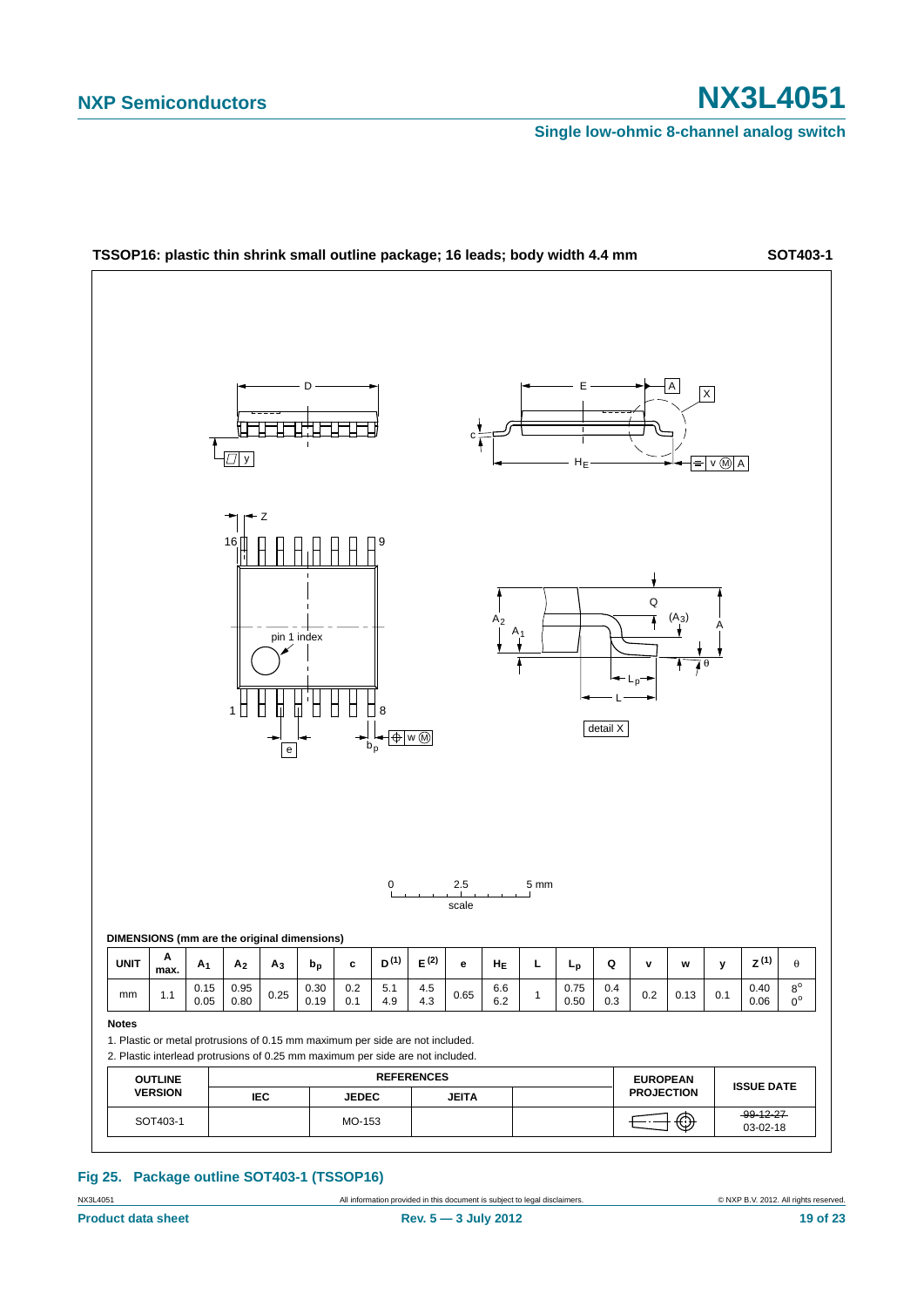**TSSOP16: plastic thin shrink small outline package; 16 leads; body width 4.4 mm** **SOT403-1**

**DIMENSIONS (mm are the original dimensions)**

| UNIT | A max. | $A_1$ | $A_2$ | $A_3$ | $b_p$ | c | $D^{(1)}$ | $E^{(2)}$ | e | $H_E$ | L | $L_p$ | Q | v | w | y | $Z^{(1)}$ | θ |
|---|---|---|---|---|---|---|---|---|---|---|---|---|---|---|---|---|---|---|
| mm | 1.1 | 0.15<br>0.05 | 0.95<br>0.80 | 0.25 | 0.30<br>0.19 | 0.2<br>0.1 | 5.1<br>4.9 | 4.5<br>4.3 | 0.65 | 6.6<br>6.2 | 1 | 0.75<br>0.50 | 0.4<br>0.3 | 0.2 | 0.13 | 0.1 | 0.40<br>0.06 | 8°<br>0° |

**Notes**

1. Plastic or metal protrusions of 0.15 mm maximum per side are not included.
2. Plastic interlead protrusions of 0.25 mm maximum per side are not included.

| OUTLINE VERSION | REFERENCES | | | | EUROPEAN PROJECTION | ISSUE DATE |
|---|---|---|---|---|---|---|
| | IEC | JEDEC | JEITA | | | |
| SOT403-1 | | MO-153 | | | | ~~99-12-27~~<br>03-02-18 |

**Fig 25. Package outline SOT403-1 (TSSOP16)**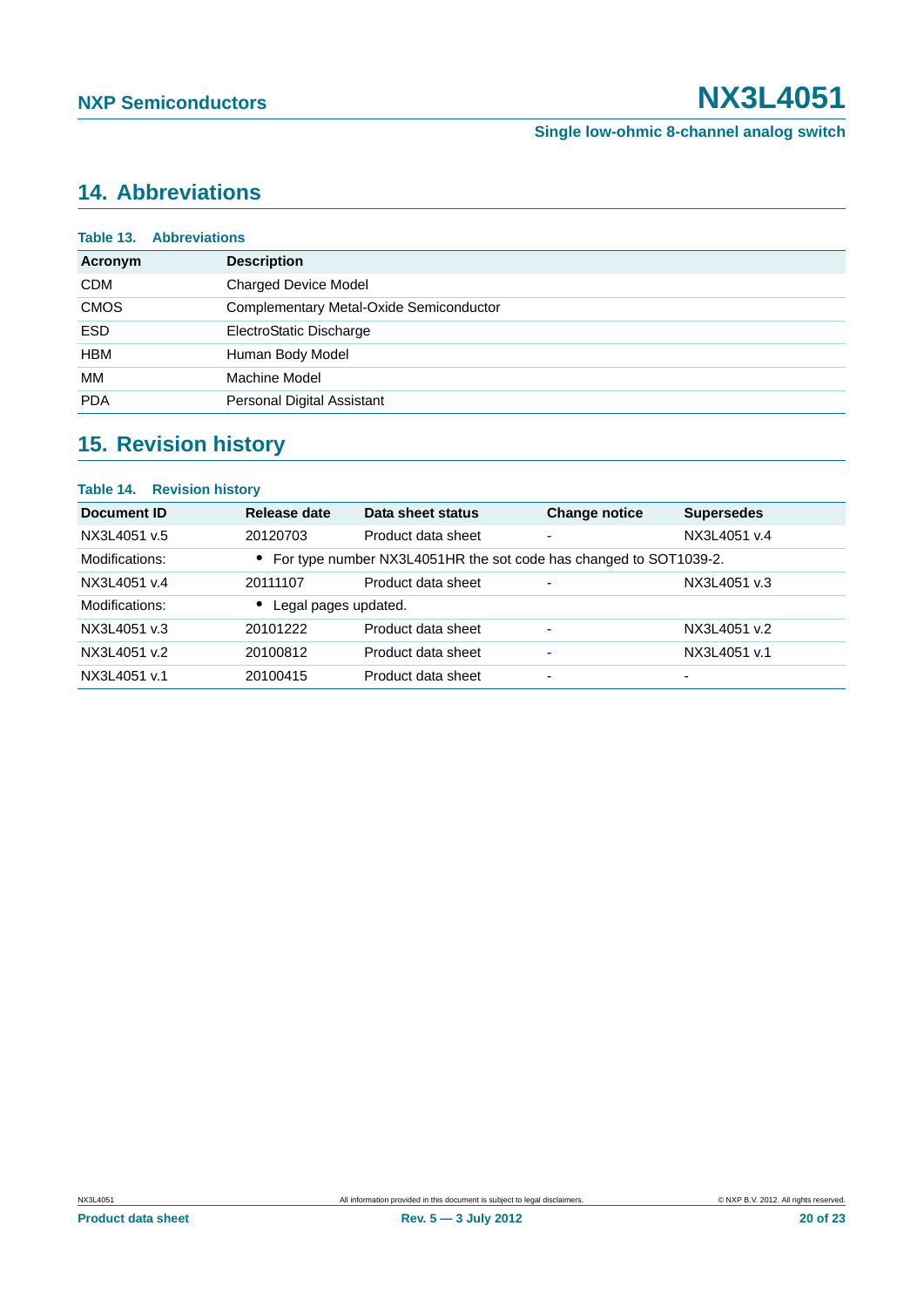## 14. Abbreviations

**Table 13. Abbreviations**

| Acronym | Description |
|---|---|
| CDM | Charged Device Model |
| CMOS | Complementary Metal-Oxide Semiconductor |
| ESD | ElectroStatic Discharge |
| HBM | Human Body Model |
| MM | Machine Model |
| PDA | Personal Digital Assistant |

## 15. Revision history

**Table 14. Revision history**

| Document ID | Release date | Data sheet status | Change notice | Supersedes |
|---|---|---|---|---|
| NX3L4051 v.5 | 20120703 | Product data sheet | - | NX3L4051 v.4 |
| Modifications: | • For type number NX3L4051HR the sot code has changed to SOT1039-2. | | | |
| NX3L4051 v.4 | 20111107 | Product data sheet | - | NX3L4051 v.3 |
| Modifications: | • Legal pages updated. | | | |
| NX3L4051 v.3 | 20101222 | Product data sheet | - | NX3L4051 v.2 |
| NX3L4051 v.2 | 20100812 | Product data sheet | - | NX3L4051 v.1 |
| NX3L4051 v.1 | 20100415 | Product data sheet | - | - |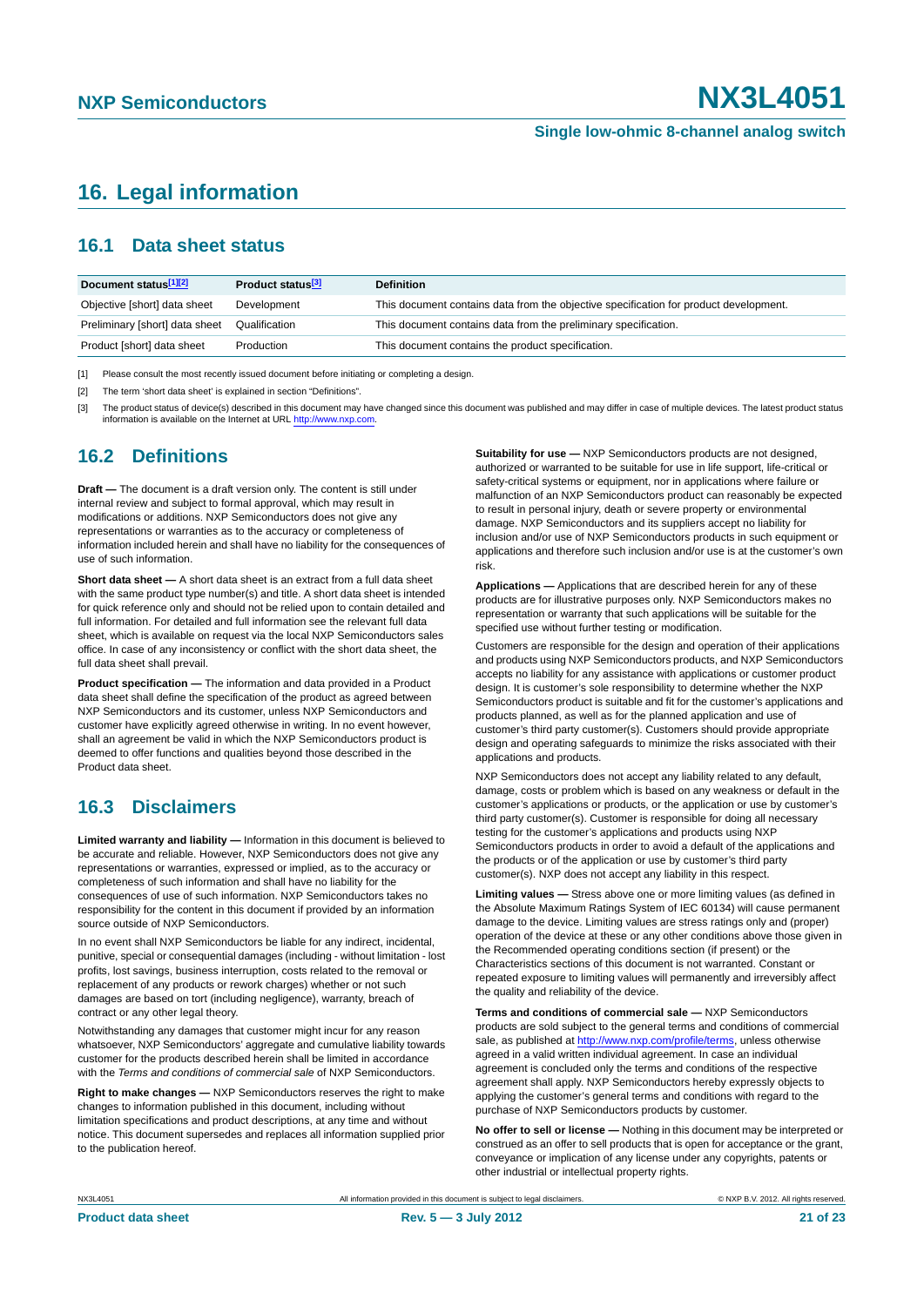# 16. Legal information

## 16.1 Data sheet status

| Document status[1][2] | Product status[3] | Definition |
|---|---|---|
| Objective [short] data sheet | Development | This document contains data from the objective specification for product development. |
| Preliminary [short] data sheet | Qualification | This document contains data from the preliminary specification. |
| Product [short] data sheet | Production | This document contains the product specification. |

[1] Please consult the most recently issued document before initiating or completing a design.

[2] The term 'short data sheet' is explained in section "Definitions".

[3] The product status of device(s) described in this document may have changed since this document was published and may differ in case of multiple devices. The latest product status information is available on the Internet at URL http://www.nxp.com.

## 16.2 Definitions

**Draft —** The document is a draft version only. The content is still under internal review and subject to formal approval, which may result in modifications or additions. NXP Semiconductors does not give any representations or warranties as to the accuracy or completeness of information included herein and shall have no liability for the consequences of use of such information.

**Short data sheet —** A short data sheet is an extract from a full data sheet with the same product type number(s) and title. A short data sheet is intended for quick reference only and should not be relied upon to contain detailed and full information. For detailed and full information see the relevant full data sheet, which is available on request via the local NXP Semiconductors sales office. In case of any inconsistency or conflict with the short data sheet, the full data sheet shall prevail.

**Product specification —** The information and data provided in a Product data sheet shall define the specification of the product as agreed between NXP Semiconductors and its customer, unless NXP Semiconductors and customer have explicitly agreed otherwise in writing. In no event however, shall an agreement be valid in which the NXP Semiconductors product is deemed to offer functions and qualities beyond those described in the Product data sheet.

## 16.3 Disclaimers

**Limited warranty and liability —** Information in this document is believed to be accurate and reliable. However, NXP Semiconductors does not give any representations or warranties, expressed or implied, as to the accuracy or completeness of such information and shall have no liability for the consequences of use of such information. NXP Semiconductors takes no responsibility for the content in this document if provided by an information source outside of NXP Semiconductors.

In no event shall NXP Semiconductors be liable for any indirect, incidental, punitive, special or consequential damages (including - without limitation - lost profits, lost savings, business interruption, costs related to the removal or replacement of any products or rework charges) whether or not such damages are based on tort (including negligence), warranty, breach of contract or any other legal theory.

Notwithstanding any damages that customer might incur for any reason whatsoever, NXP Semiconductors' aggregate and cumulative liability towards customer for the products described herein shall be limited in accordance with the *Terms and conditions of commercial sale* of NXP Semiconductors.

**Right to make changes —** NXP Semiconductors reserves the right to make changes to information published in this document, including without limitation specifications and product descriptions, at any time and without notice. This document supersedes and replaces all information supplied prior to the publication hereof.

**Suitability for use —** NXP Semiconductors products are not designed, authorized or warranted to be suitable for use in life support, life-critical or safety-critical systems or equipment, nor in applications where failure or malfunction of an NXP Semiconductors product can reasonably be expected to result in personal injury, death or severe property or environmental damage. NXP Semiconductors and its suppliers accept no liability for inclusion and/or use of NXP Semiconductors products in such equipment or applications and therefore such inclusion and/or use is at the customer's own risk.

**Applications —** Applications that are described herein for any of these products are for illustrative purposes only. NXP Semiconductors makes no representation or warranty that such applications will be suitable for the specified use without further testing or modification.

Customers are responsible for the design and operation of their applications and products using NXP Semiconductors products, and NXP Semiconductors accepts no liability for any assistance with applications or customer product design. It is customer's sole responsibility to determine whether the NXP Semiconductors product is suitable and fit for the customer's applications and products planned, as well as for the planned application and use of customer's third party customer(s). Customers should provide appropriate design and operating safeguards to minimize the risks associated with their applications and products.

NXP Semiconductors does not accept any liability related to any default, damage, costs or problem which is based on any weakness or default in the customer's applications or products, or the application or use by customer's third party customer(s). Customer is responsible for doing all necessary testing for the customer's applications and products using NXP Semiconductors products in order to avoid a default of the applications and the products or of the application or use by customer's third party customer(s). NXP does not accept any liability in this respect.

**Limiting values —** Stress above one or more limiting values (as defined in the Absolute Maximum Ratings System of IEC 60134) will cause permanent damage to the device. Limiting values are stress ratings only and (proper) operation of the device at these or any other conditions above those given in the Recommended operating conditions section (if present) or the Characteristics sections of this document is not warranted. Constant or repeated exposure to limiting values will permanently and irreversibly affect the quality and reliability of the device.

**Terms and conditions of commercial sale —** NXP Semiconductors products are sold subject to the general terms and conditions of commercial sale, as published at http://www.nxp.com/profile/terms, unless otherwise agreed in a valid written individual agreement. In case an individual agreement is concluded only the terms and conditions of the respective agreement shall apply. NXP Semiconductors hereby expressly objects to applying the customer's general terms and conditions with regard to the purchase of NXP Semiconductors products by customer.

**No offer to sell or license —** Nothing in this document may be interpreted or construed as an offer to sell products that is open for acceptance or the grant, conveyance or implication of any license under any copyrights, patents or other industrial or intellectual property rights.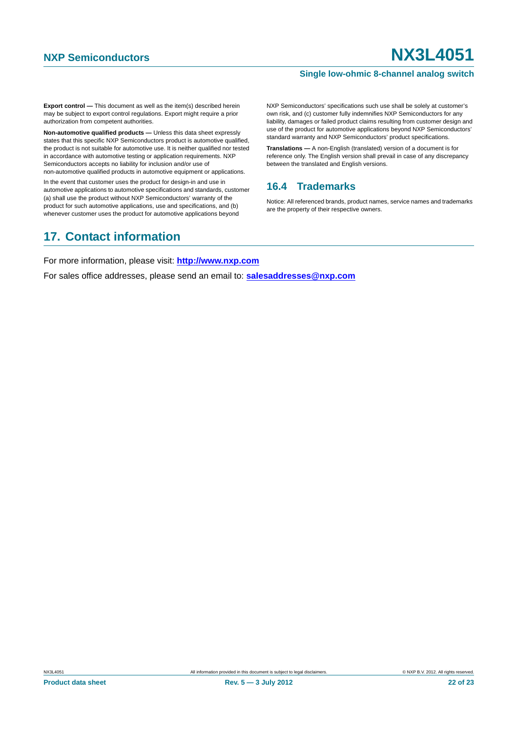**Export control —** This document as well as the item(s) described herein may be subject to export control regulations. Export might require a prior authorization from competent authorities.

**Non-automotive qualified products —** Unless this data sheet expressly states that this specific NXP Semiconductors product is automotive qualified, the product is not suitable for automotive use. It is neither qualified nor tested in accordance with automotive testing or application requirements. NXP Semiconductors accepts no liability for inclusion and/or use of non-automotive qualified products in automotive equipment or applications.

In the event that customer uses the product for design-in and use in automotive applications to automotive specifications and standards, customer (a) shall use the product without NXP Semiconductors' warranty of the product for such automotive applications, use and specifications, and (b) whenever customer uses the product for automotive applications beyond NXP Semiconductors' specifications such use shall be solely at customer's own risk, and (c) customer fully indemnifies NXP Semiconductors for any liability, damages or failed product claims resulting from customer design and use of the product for automotive applications beyond NXP Semiconductors' standard warranty and NXP Semiconductors' product specifications.

**Translations —** A non-English (translated) version of a document is for reference only. The English version shall prevail in case of any discrepancy between the translated and English versions.

### 16.4 Trademarks

Notice: All referenced brands, product names, service names and trademarks are the property of their respective owners.

## 17. Contact information

For more information, please visit: **http://www.nxp.com**

For sales office addresses, please send an email to: **salesaddresses@nxp.com**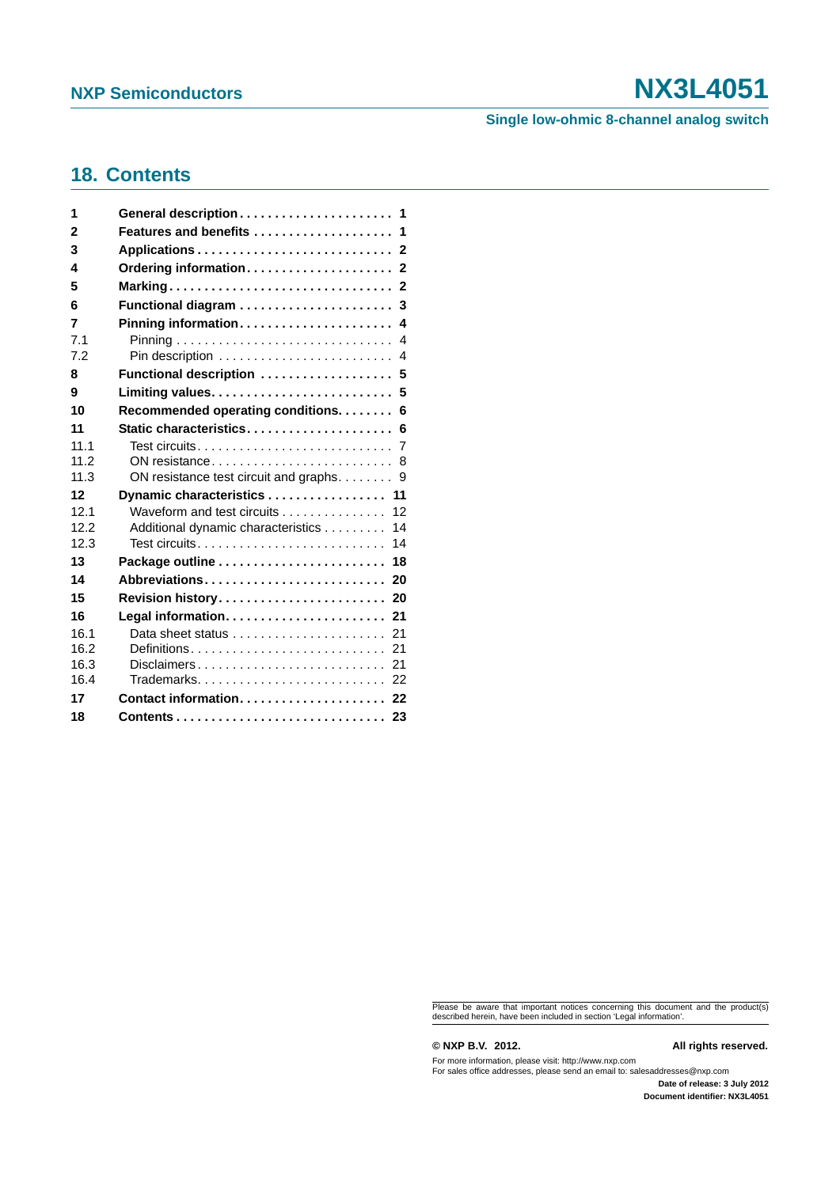## 18. Contents

| | | |
|---|---|---|
| **1** | **General description** | **1** |
| **2** | **Features and benefits** | **1** |
| **3** | **Applications** | **2** |
| **4** | **Ordering information** | **2** |
| **5** | **Marking** | **2** |
| **6** | **Functional diagram** | **3** |
| **7** | **Pinning information** | **4** |
| 7.1 | Pinning | 4 |
| 7.2 | Pin description | 4 |
| **8** | **Functional description** | **5** |
| **9** | **Limiting values** | **5** |
| **10** | **Recommended operating conditions** | **6** |
| **11** | **Static characteristics** | **6** |
| 11.1 | Test circuits | 7 |
| 11.2 | ON resistance | 8 |
| 11.3 | ON resistance test circuit and graphs | 9 |
| **12** | **Dynamic characteristics** | **11** |
| 12.1 | Waveform and test circuits | 12 |
| 12.2 | Additional dynamic characteristics | 14 |
| 12.3 | Test circuits | 14 |
| **13** | **Package outline** | **18** |
| **14** | **Abbreviations** | **20** |
| **15** | **Revision history** | **20** |
| **16** | **Legal information** | **21** |
| 16.1 | Data sheet status | 21 |
| 16.2 | Definitions | 21 |
| 16.3 | Disclaimers | 21 |
| 16.4 | Trademarks | 22 |
| **17** | **Contact information** | **22** |
| **18** | **Contents** | **23** |

Please be aware that important notices concerning this document and the product(s) described herein, have been included in section 'Legal information'.

**© NXP B.V. 2012.** **All rights reserved.**

For more information, please visit: http://www.nxp.com
For sales office addresses, please send an email to: salesaddresses@nxp.com

**Date of release: 3 July 2012**
**Document identifier: NX3L4051**